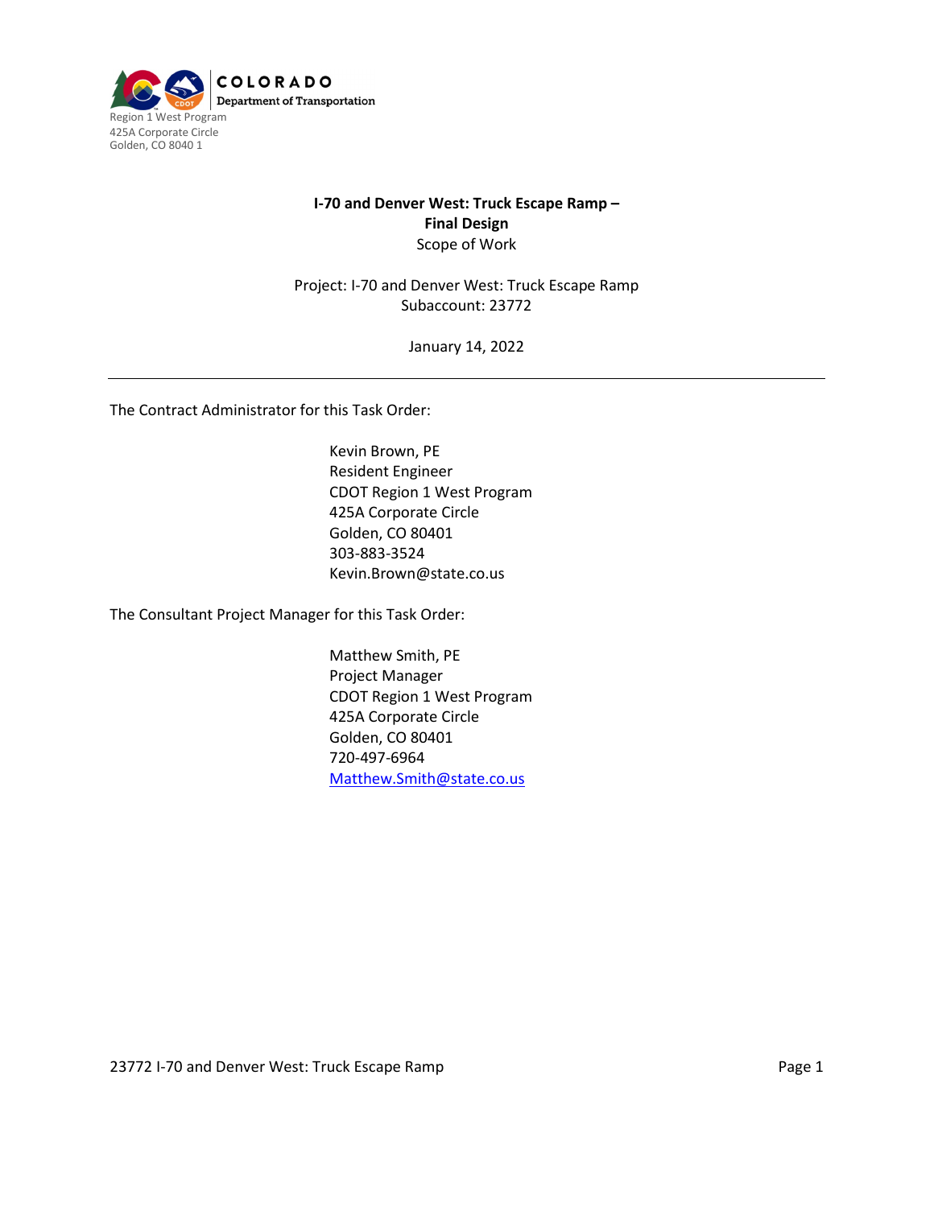COLORADO
Department of Transportation
Region 1 West Program
425A Corporate Circle
Golden, CO 8040 1

**I-70 and Denver West: Truck Escape Ramp –**
**Final Design**
Scope of Work

Project: I-70 and Denver West: Truck Escape Ramp
Subaccount: 23772

January 14, 2022

---

The Contract Administrator for this Task Order:

Kevin Brown, PE
Resident Engineer
CDOT Region 1 West Program
425A Corporate Circle
Golden, CO 80401
303-883-3524
Kevin.Brown@state.co.us

The Consultant Project Manager for this Task Order:

Matthew Smith, PE
Project Manager
CDOT Region 1 West Program
425A Corporate Circle
Golden, CO 80401
720-497-6964
Matthew.Smith@state.co.us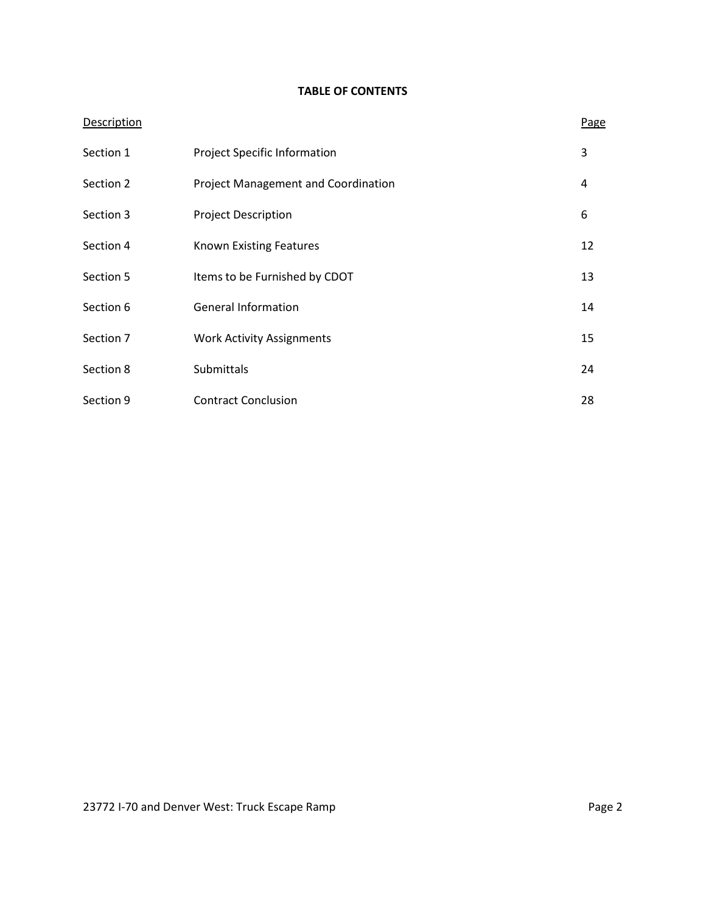**TABLE OF CONTENTS**

| Description | | Page |
|---|---|---|
| Section 1 | Project Specific Information | 3 |
| Section 2 | Project Management and Coordination | 4 |
| Section 3 | Project Description | 6 |
| Section 4 | Known Existing Features | 12 |
| Section 5 | Items to be Furnished by CDOT | 13 |
| Section 6 | General Information | 14 |
| Section 7 | Work Activity Assignments | 15 |
| Section 8 | Submittals | 24 |
| Section 9 | Contract Conclusion | 28 |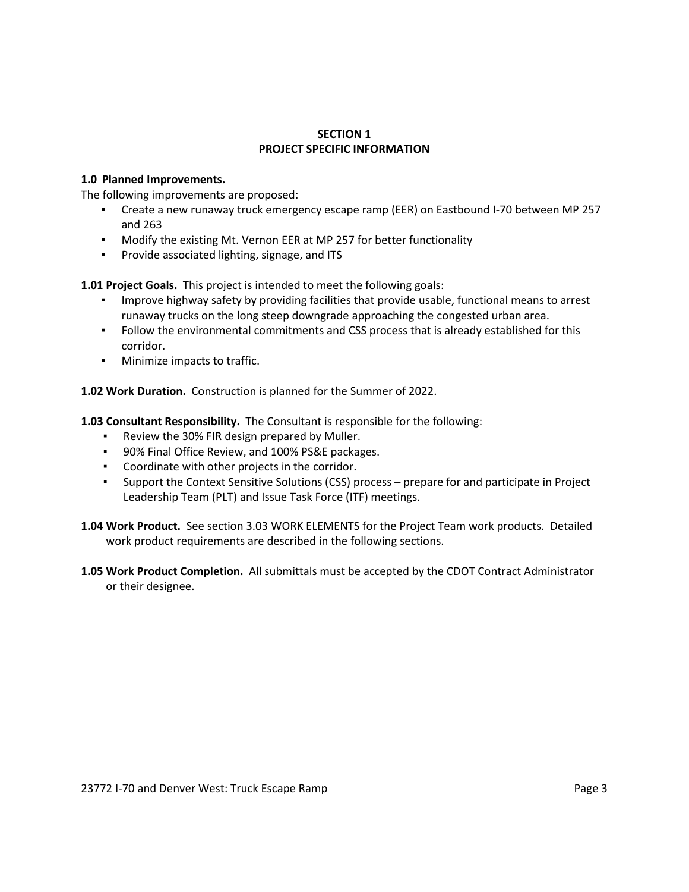# SECTION 1
# PROJECT SPECIFIC INFORMATION

**1.0 Planned Improvements.**
The following improvements are proposed:

- Create a new runaway truck emergency escape ramp (EER) on Eastbound I-70 between MP 257 and 263
- Modify the existing Mt. Vernon EER at MP 257 for better functionality
- Provide associated lighting, signage, and ITS

**1.01 Project Goals.** This project is intended to meet the following goals:

- Improve highway safety by providing facilities that provide usable, functional means to arrest runaway trucks on the long steep downgrade approaching the congested urban area.
- Follow the environmental commitments and CSS process that is already established for this corridor.
- Minimize impacts to traffic.

**1.02 Work Duration.** Construction is planned for the Summer of 2022.

**1.03 Consultant Responsibility.** The Consultant is responsible for the following:

- Review the 30% FIR design prepared by Muller.
- 90% Final Office Review, and 100% PS&E packages.
- Coordinate with other projects in the corridor.
- Support the Context Sensitive Solutions (CSS) process – prepare for and participate in Project Leadership Team (PLT) and Issue Task Force (ITF) meetings.

**1.04 Work Product.** See section 3.03 WORK ELEMENTS for the Project Team work products. Detailed work product requirements are described in the following sections.

**1.05 Work Product Completion.** All submittals must be accepted by the CDOT Contract Administrator or their designee.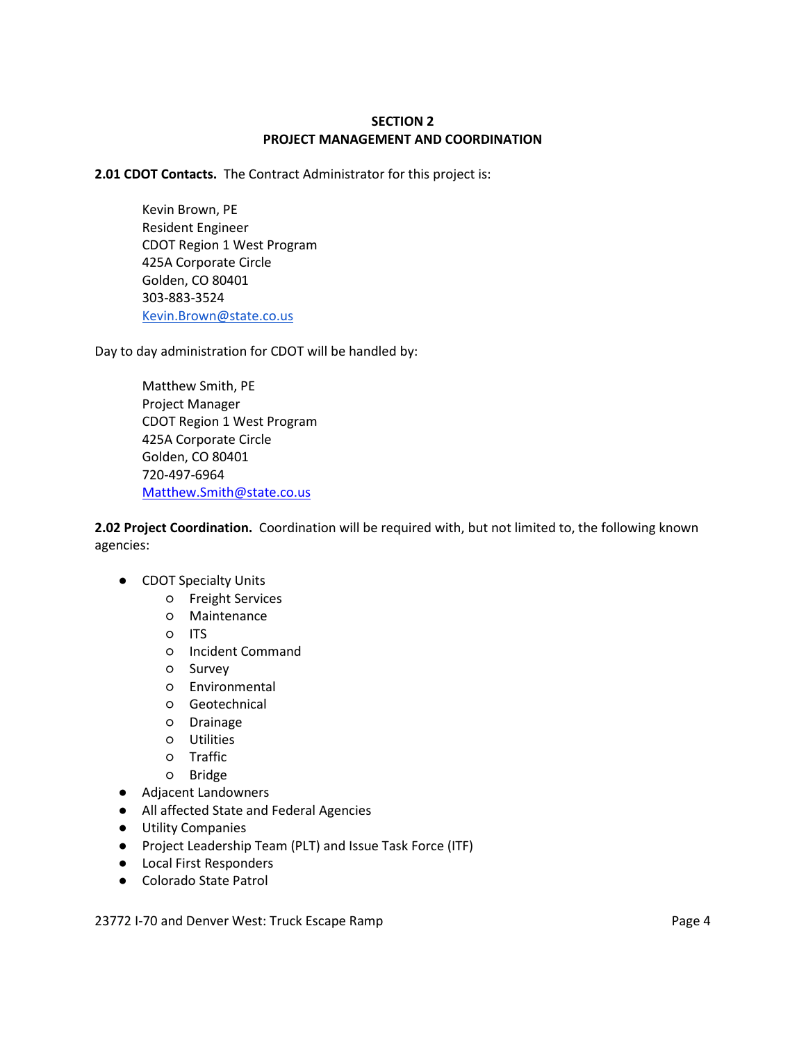## SECTION 2
## PROJECT MANAGEMENT AND COORDINATION

**2.01 CDOT Contacts.** The Contract Administrator for this project is:

Kevin Brown, PE
Resident Engineer
CDOT Region 1 West Program
425A Corporate Circle
Golden, CO 80401
303-883-3524
Kevin.Brown@state.co.us

Day to day administration for CDOT will be handled by:

Matthew Smith, PE
Project Manager
CDOT Region 1 West Program
425A Corporate Circle
Golden, CO 80401
720-497-6964
Matthew.Smith@state.co.us

**2.02 Project Coordination.** Coordination will be required with, but not limited to, the following known agencies:

- CDOT Specialty Units
  - Freight Services
  - Maintenance
  - ITS
  - Incident Command
  - Survey
  - Environmental
  - Geotechnical
  - Drainage
  - Utilities
  - Traffic
  - Bridge
- Adjacent Landowners
- All affected State and Federal Agencies
- Utility Companies
- Project Leadership Team (PLT) and Issue Task Force (ITF)
- Local First Responders
- Colorado State Patrol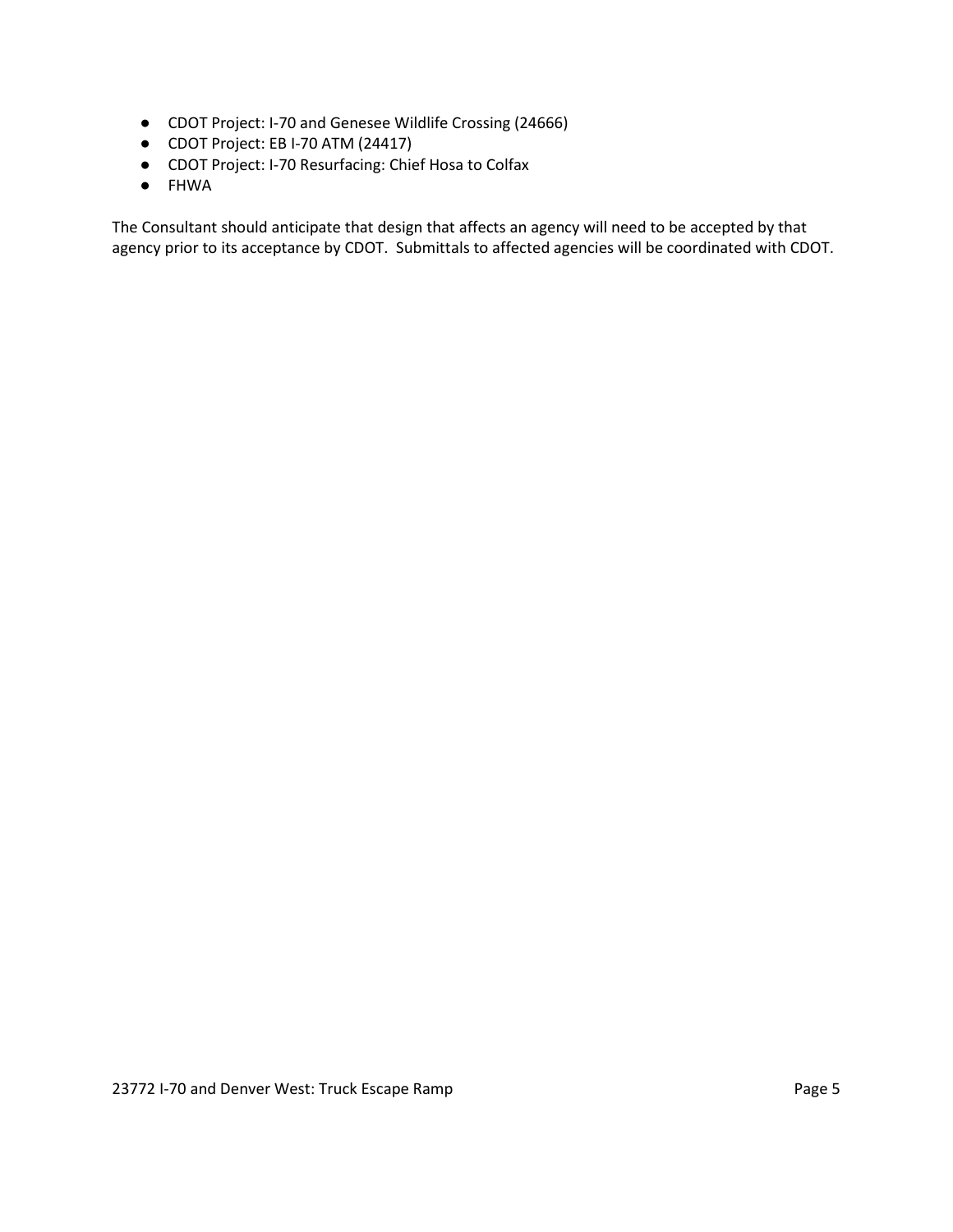- CDOT Project: I-70 and Genesee Wildlife Crossing (24666)
- CDOT Project: EB I-70 ATM (24417)
- CDOT Project: I-70 Resurfacing: Chief Hosa to Colfax
- FHWA

The Consultant should anticipate that design that affects an agency will need to be accepted by that agency prior to its acceptance by CDOT. Submittals to affected agencies will be coordinated with CDOT.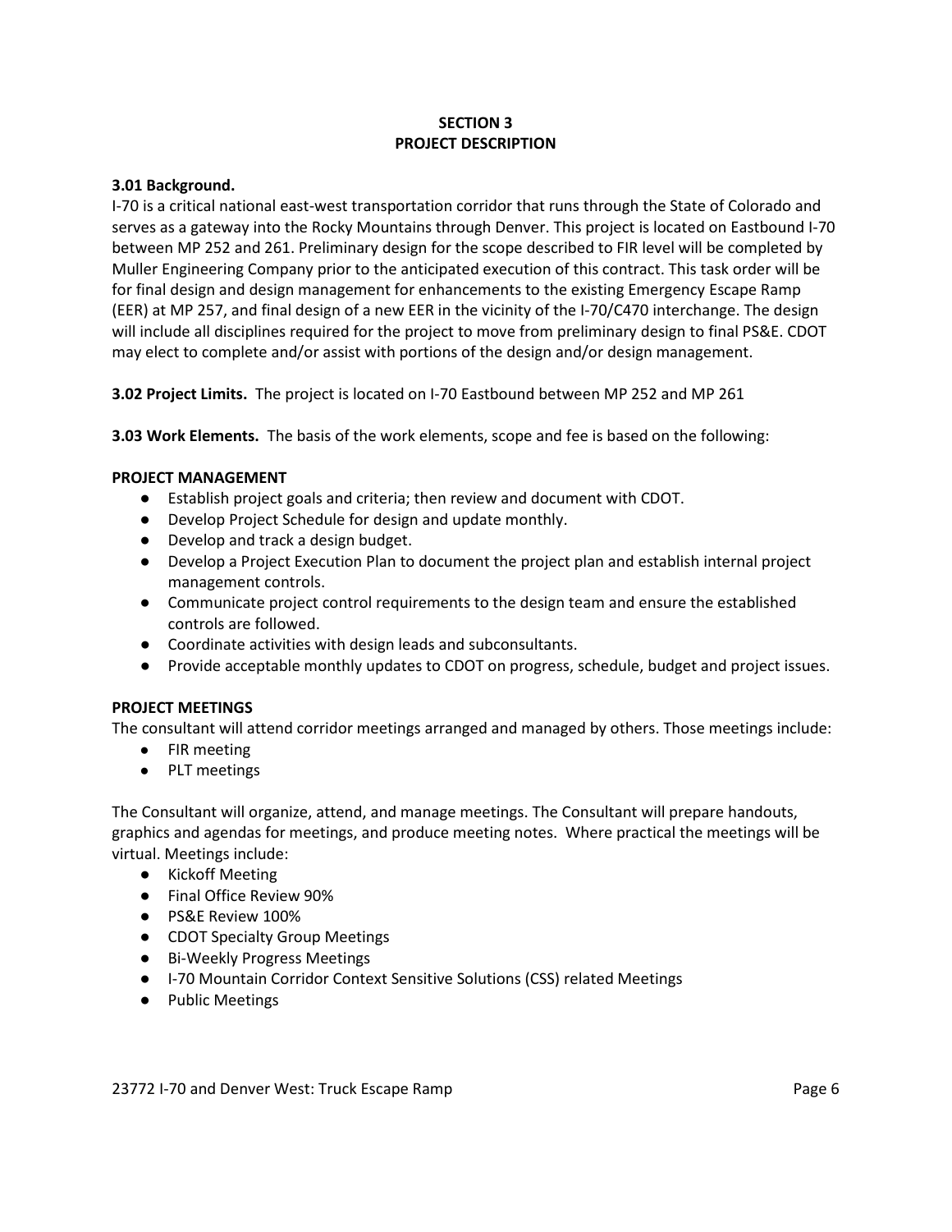# SECTION 3
# PROJECT DESCRIPTION

**3.01 Background.**
I-70 is a critical national east-west transportation corridor that runs through the State of Colorado and serves as a gateway into the Rocky Mountains through Denver. This project is located on Eastbound I-70 between MP 252 and 261. Preliminary design for the scope described to FIR level will be completed by Muller Engineering Company prior to the anticipated execution of this contract. This task order will be for final design and design management for enhancements to the existing Emergency Escape Ramp (EER) at MP 257, and final design of a new EER in the vicinity of the I-70/C470 interchange. The design will include all disciplines required for the project to move from preliminary design to final PS&E. CDOT may elect to complete and/or assist with portions of the design and/or design management.

**3.02 Project Limits.** The project is located on I-70 Eastbound between MP 252 and MP 261

**3.03 Work Elements.** The basis of the work elements, scope and fee is based on the following:

**PROJECT MANAGEMENT**

- Establish project goals and criteria; then review and document with CDOT.
- Develop Project Schedule for design and update monthly.
- Develop and track a design budget.
- Develop a Project Execution Plan to document the project plan and establish internal project management controls.
- Communicate project control requirements to the design team and ensure the established controls are followed.
- Coordinate activities with design leads and subconsultants.
- Provide acceptable monthly updates to CDOT on progress, schedule, budget and project issues.

**PROJECT MEETINGS**

The consultant will attend corridor meetings arranged and managed by others. Those meetings include:

- FIR meeting
- PLT meetings

The Consultant will organize, attend, and manage meetings. The Consultant will prepare handouts, graphics and agendas for meetings, and produce meeting notes. Where practical the meetings will be virtual. Meetings include:

- Kickoff Meeting
- Final Office Review 90%
- PS&E Review 100%
- CDOT Specialty Group Meetings
- Bi-Weekly Progress Meetings
- I-70 Mountain Corridor Context Sensitive Solutions (CSS) related Meetings
- Public Meetings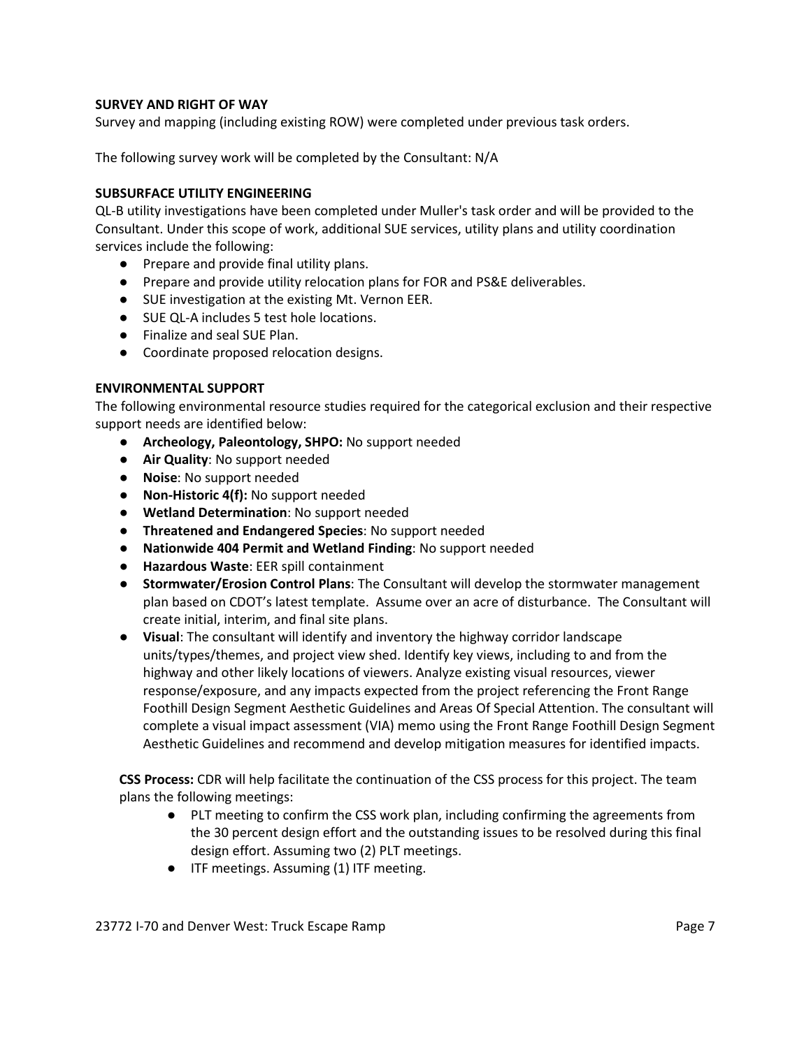**SURVEY AND RIGHT OF WAY**

Survey and mapping (including existing ROW) were completed under previous task orders.

The following survey work will be completed by the Consultant: N/A

**SUBSURFACE UTILITY ENGINEERING**

QL-B utility investigations have been completed under Muller's task order and will be provided to the Consultant. Under this scope of work, additional SUE services, utility plans and utility coordination services include the following:

- Prepare and provide final utility plans.
- Prepare and provide utility relocation plans for FOR and PS&E deliverables.
- SUE investigation at the existing Mt. Vernon EER.
- SUE QL-A includes 5 test hole locations.
- Finalize and seal SUE Plan.
- Coordinate proposed relocation designs.

**ENVIRONMENTAL SUPPORT**

The following environmental resource studies required for the categorical exclusion and their respective support needs are identified below:

- **Archeology, Paleontology, SHPO:** No support needed
- **Air Quality**: No support needed
- **Noise**: No support needed
- **Non-Historic 4(f):** No support needed
- **Wetland Determination**: No support needed
- **Threatened and Endangered Species**: No support needed
- **Nationwide 404 Permit and Wetland Finding**: No support needed
- **Hazardous Waste**: EER spill containment
- **Stormwater/Erosion Control Plans**: The Consultant will develop the stormwater management plan based on CDOT's latest template. Assume over an acre of disturbance. The Consultant will create initial, interim, and final site plans.
- **Visual**: The consultant will identify and inventory the highway corridor landscape units/types/themes, and project view shed. Identify key views, including to and from the highway and other likely locations of viewers. Analyze existing visual resources, viewer response/exposure, and any impacts expected from the project referencing the Front Range Foothill Design Segment Aesthetic Guidelines and Areas Of Special Attention. The consultant will complete a visual impact assessment (VIA) memo using the Front Range Foothill Design Segment Aesthetic Guidelines and recommend and develop mitigation measures for identified impacts.

**CSS Process:** CDR will help facilitate the continuation of the CSS process for this project. The team plans the following meetings:

- PLT meeting to confirm the CSS work plan, including confirming the agreements from the 30 percent design effort and the outstanding issues to be resolved during this final design effort. Assuming two (2) PLT meetings.
- ITF meetings. Assuming (1) ITF meeting.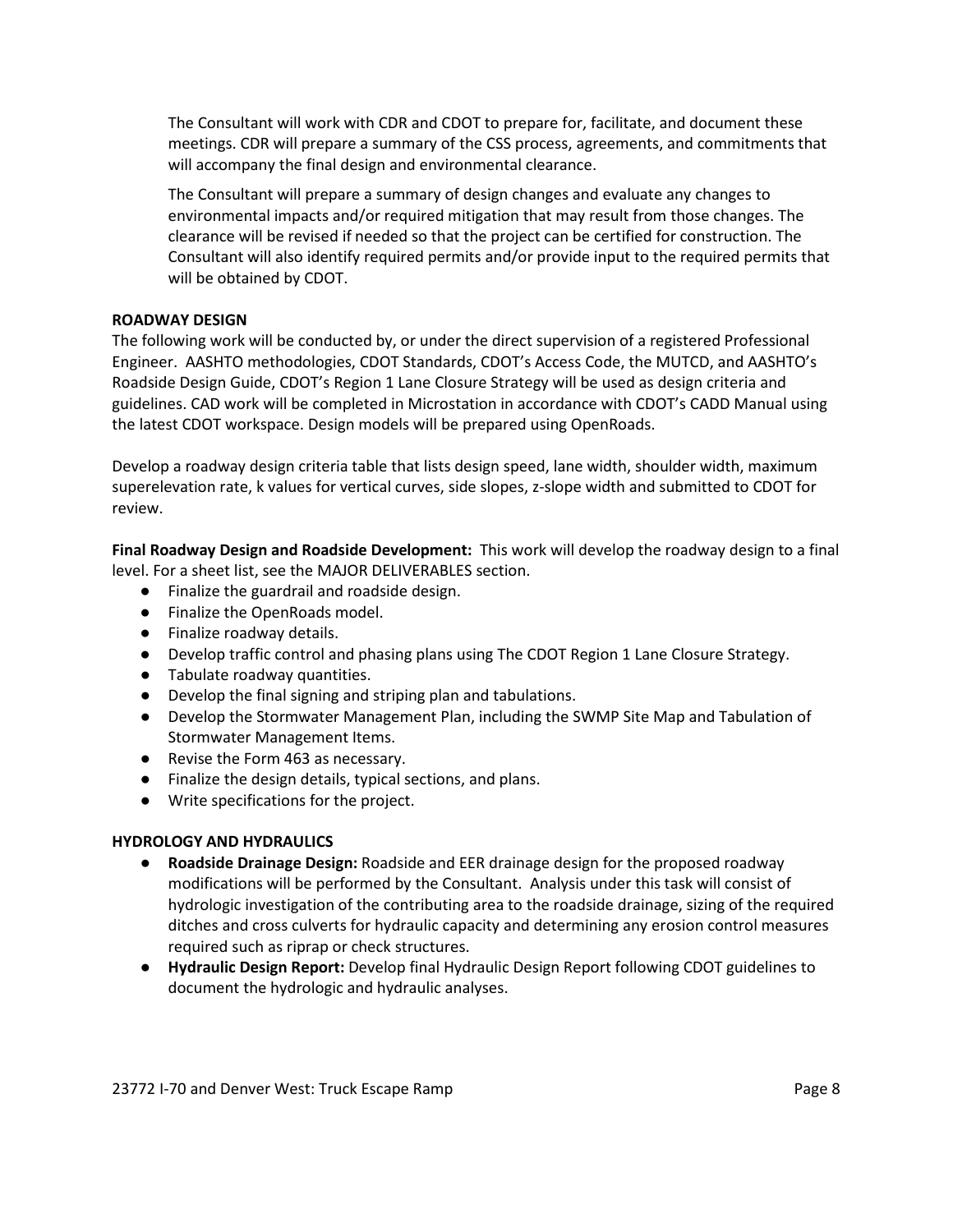The Consultant will work with CDR and CDOT to prepare for, facilitate, and document these meetings. CDR will prepare a summary of the CSS process, agreements, and commitments that will accompany the final design and environmental clearance.

The Consultant will prepare a summary of design changes and evaluate any changes to environmental impacts and/or required mitigation that may result from those changes. The clearance will be revised if needed so that the project can be certified for construction. The Consultant will also identify required permits and/or provide input to the required permits that will be obtained by CDOT.

**ROADWAY DESIGN**

The following work will be conducted by, or under the direct supervision of a registered Professional Engineer. AASHTO methodologies, CDOT Standards, CDOT's Access Code, the MUTCD, and AASHTO's Roadside Design Guide, CDOT's Region 1 Lane Closure Strategy will be used as design criteria and guidelines. CAD work will be completed in Microstation in accordance with CDOT's CADD Manual using the latest CDOT workspace. Design models will be prepared using OpenRoads.

Develop a roadway design criteria table that lists design speed, lane width, shoulder width, maximum superelevation rate, k values for vertical curves, side slopes, z-slope width and submitted to CDOT for review.

**Final Roadway Design and Roadside Development:** This work will develop the roadway design to a final level. For a sheet list, see the MAJOR DELIVERABLES section.

- Finalize the guardrail and roadside design.
- Finalize the OpenRoads model.
- Finalize roadway details.
- Develop traffic control and phasing plans using The CDOT Region 1 Lane Closure Strategy.
- Tabulate roadway quantities.
- Develop the final signing and striping plan and tabulations.
- Develop the Stormwater Management Plan, including the SWMP Site Map and Tabulation of Stormwater Management Items.
- Revise the Form 463 as necessary.
- Finalize the design details, typical sections, and plans.
- Write specifications for the project.

**HYDROLOGY AND HYDRAULICS**

- **Roadside Drainage Design:** Roadside and EER drainage design for the proposed roadway modifications will be performed by the Consultant. Analysis under this task will consist of hydrologic investigation of the contributing area to the roadside drainage, sizing of the required ditches and cross culverts for hydraulic capacity and determining any erosion control measures required such as riprap or check structures.
- **Hydraulic Design Report:** Develop final Hydraulic Design Report following CDOT guidelines to document the hydrologic and hydraulic analyses.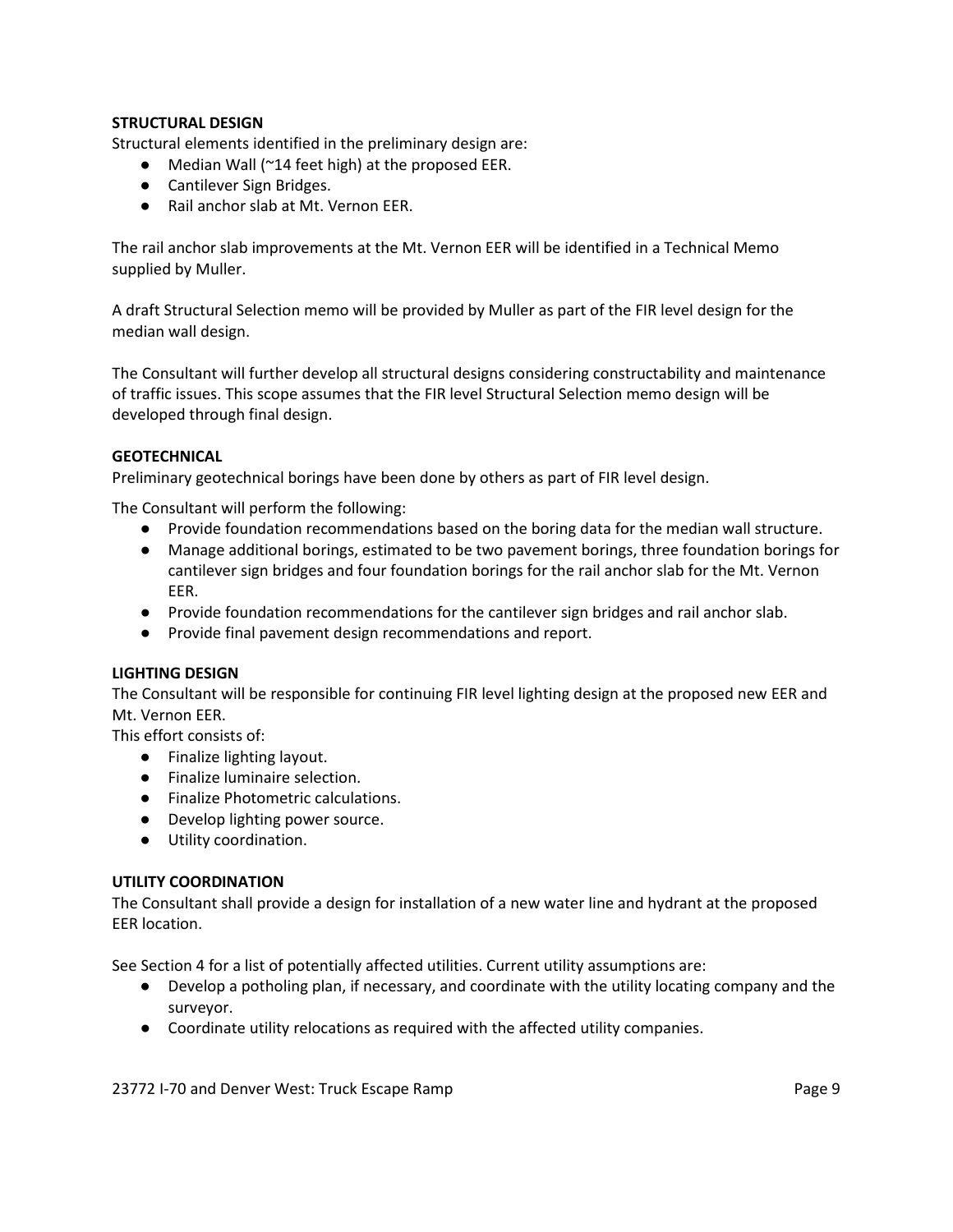**STRUCTURAL DESIGN**

Structural elements identified in the preliminary design are:

- Median Wall (~14 feet high) at the proposed EER.
- Cantilever Sign Bridges.
- Rail anchor slab at Mt. Vernon EER.

The rail anchor slab improvements at the Mt. Vernon EER will be identified in a Technical Memo supplied by Muller.

A draft Structural Selection memo will be provided by Muller as part of the FIR level design for the median wall design.

The Consultant will further develop all structural designs considering constructability and maintenance of traffic issues. This scope assumes that the FIR level Structural Selection memo design will be developed through final design.

**GEOTECHNICAL**

Preliminary geotechnical borings have been done by others as part of FIR level design.

The Consultant will perform the following:

- Provide foundation recommendations based on the boring data for the median wall structure.
- Manage additional borings, estimated to be two pavement borings, three foundation borings for cantilever sign bridges and four foundation borings for the rail anchor slab for the Mt. Vernon EER.
- Provide foundation recommendations for the cantilever sign bridges and rail anchor slab.
- Provide final pavement design recommendations and report.

**LIGHTING DESIGN**

The Consultant will be responsible for continuing FIR level lighting design at the proposed new EER and Mt. Vernon EER.

This effort consists of:

- Finalize lighting layout.
- Finalize luminaire selection.
- Finalize Photometric calculations.
- Develop lighting power source.
- Utility coordination.

**UTILITY COORDINATION**

The Consultant shall provide a design for installation of a new water line and hydrant at the proposed EER location.

See Section 4 for a list of potentially affected utilities. Current utility assumptions are:

- Develop a potholing plan, if necessary, and coordinate with the utility locating company and the surveyor.
- Coordinate utility relocations as required with the affected utility companies.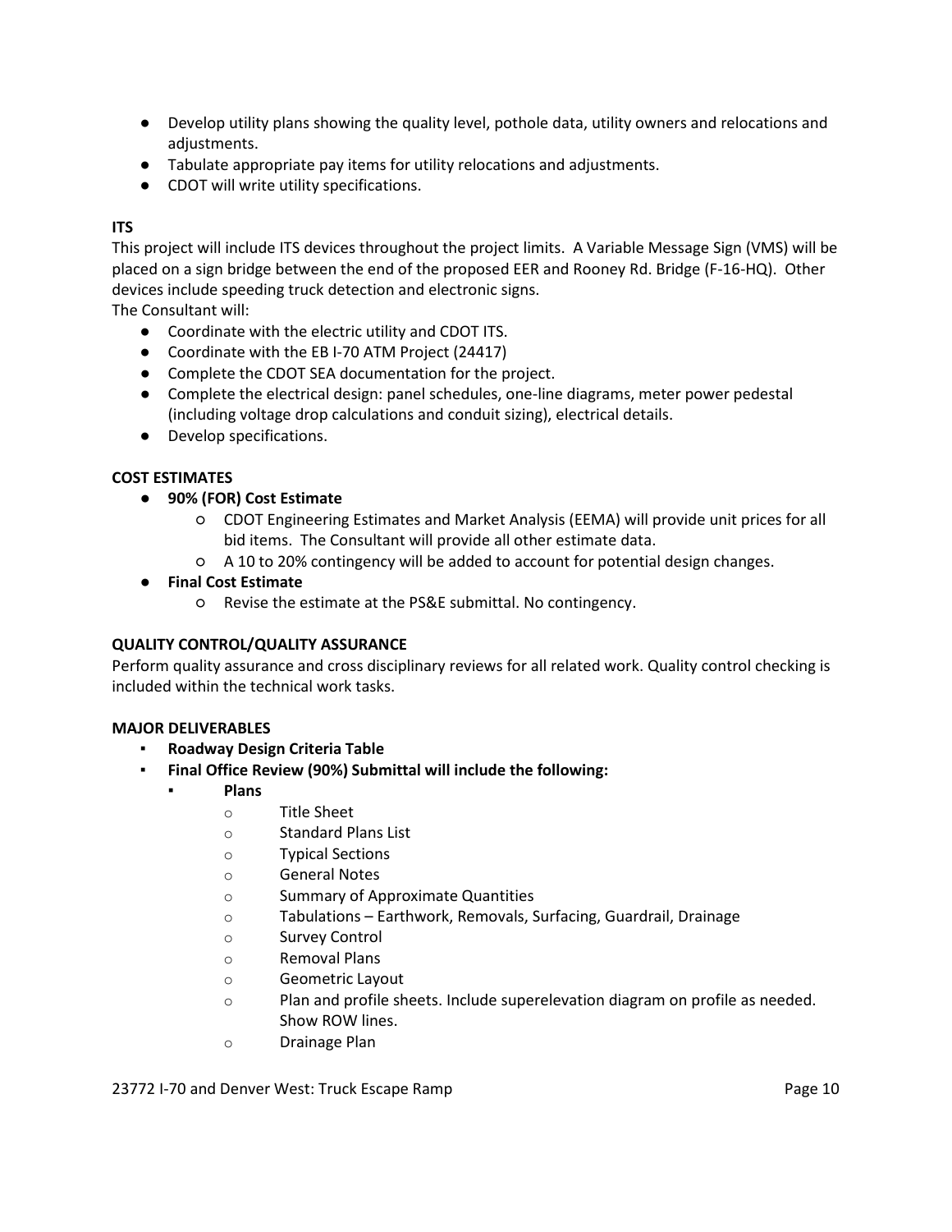- Develop utility plans showing the quality level, pothole data, utility owners and relocations and adjustments.
- Tabulate appropriate pay items for utility relocations and adjustments.
- CDOT will write utility specifications.

**ITS**

This project will include ITS devices throughout the project limits. A Variable Message Sign (VMS) will be placed on a sign bridge between the end of the proposed EER and Rooney Rd. Bridge (F-16-HQ). Other devices include speeding truck detection and electronic signs.

The Consultant will:

- Coordinate with the electric utility and CDOT ITS.
- Coordinate with the EB I-70 ATM Project (24417)
- Complete the CDOT SEA documentation for the project.
- Complete the electrical design: panel schedules, one-line diagrams, meter power pedestal (including voltage drop calculations and conduit sizing), electrical details.
- Develop specifications.

**COST ESTIMATES**

- **90% (FOR) Cost Estimate**
    - CDOT Engineering Estimates and Market Analysis (EEMA) will provide unit prices for all bid items. The Consultant will provide all other estimate data.
    - A 10 to 20% contingency will be added to account for potential design changes.
- **Final Cost Estimate**
    - Revise the estimate at the PS&E submittal. No contingency.

**QUALITY CONTROL/QUALITY ASSURANCE**

Perform quality assurance and cross disciplinary reviews for all related work. Quality control checking is included within the technical work tasks.

**MAJOR DELIVERABLES**

- **Roadway Design Criteria Table**
- **Final Office Review (90%) Submittal will include the following:**
    - **Plans**
        - Title Sheet
        - Standard Plans List
        - Typical Sections
        - General Notes
        - Summary of Approximate Quantities
        - Tabulations – Earthwork, Removals, Surfacing, Guardrail, Drainage
        - Survey Control
        - Removal Plans
        - Geometric Layout
        - Plan and profile sheets. Include superelevation diagram on profile as needed. Show ROW lines.
        - Drainage Plan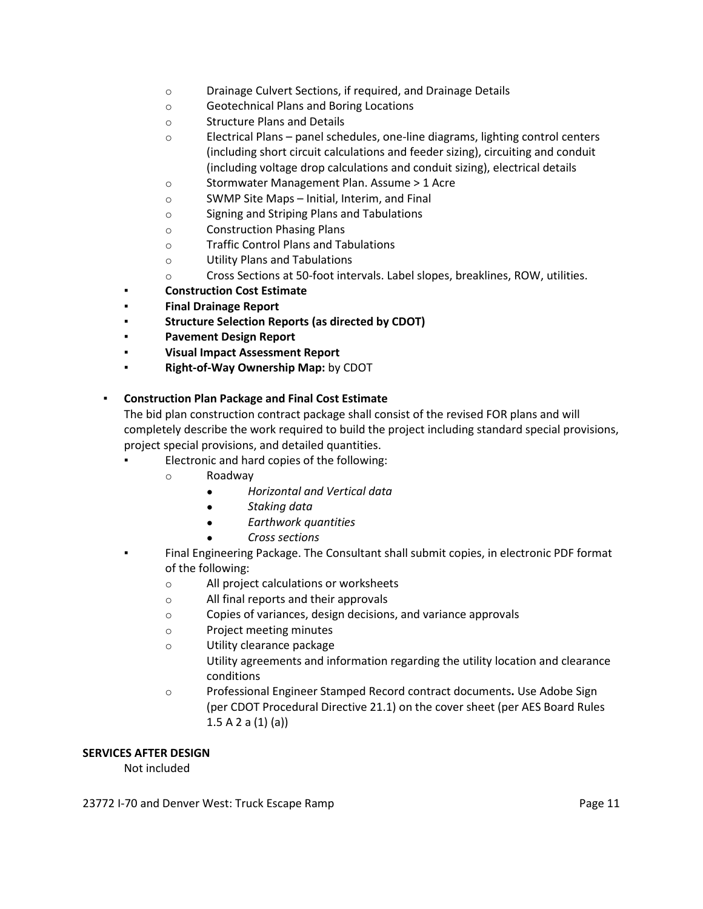- Drainage Culvert Sections, if required, and Drainage Details
        - Geotechnical Plans and Boring Locations
        - Structure Plans and Details
        - Electrical Plans – panel schedules, one-line diagrams, lighting control centers (including short circuit calculations and feeder sizing), circuiting and conduit (including voltage drop calculations and conduit sizing), electrical details
        - Stormwater Management Plan. Assume > 1 Acre
        - SWMP Site Maps – Initial, Interim, and Final
        - Signing and Striping Plans and Tabulations
        - Construction Phasing Plans
        - Traffic Control Plans and Tabulations
        - Utility Plans and Tabulations
        - Cross Sections at 50-foot intervals. Label slopes, breaklines, ROW, utilities.
    - **Construction Cost Estimate**
    - **Final Drainage Report**
    - **Structure Selection Reports (as directed by CDOT)**
    - **Pavement Design Report**
    - **Visual Impact Assessment Report**
    - **Right-of-Way Ownership Map:** by CDOT

- **Construction Plan Package and Final Cost Estimate**

  The bid plan construction contract package shall consist of the revised FOR plans and will completely describe the work required to build the project including standard special provisions, project special provisions, and detailed quantities.
    - Electronic and hard copies of the following:
        - Roadway
            - *Horizontal and Vertical data*
            - *Staking data*
            - *Earthwork quantities*
            - *Cross sections*
    - Final Engineering Package. The Consultant shall submit copies, in electronic PDF format of the following:
        - All project calculations or worksheets
        - All final reports and their approvals
        - Copies of variances, design decisions, and variance approvals
        - Project meeting minutes
        - Utility clearance package

          Utility agreements and information regarding the utility location and clearance conditions
        - Professional Engineer Stamped Record contract documents**.** Use Adobe Sign (per CDOT Procedural Directive 21.1) on the cover sheet (per AES Board Rules 1.5 A 2 a (1) (a))

**SERVICES AFTER DESIGN**

Not included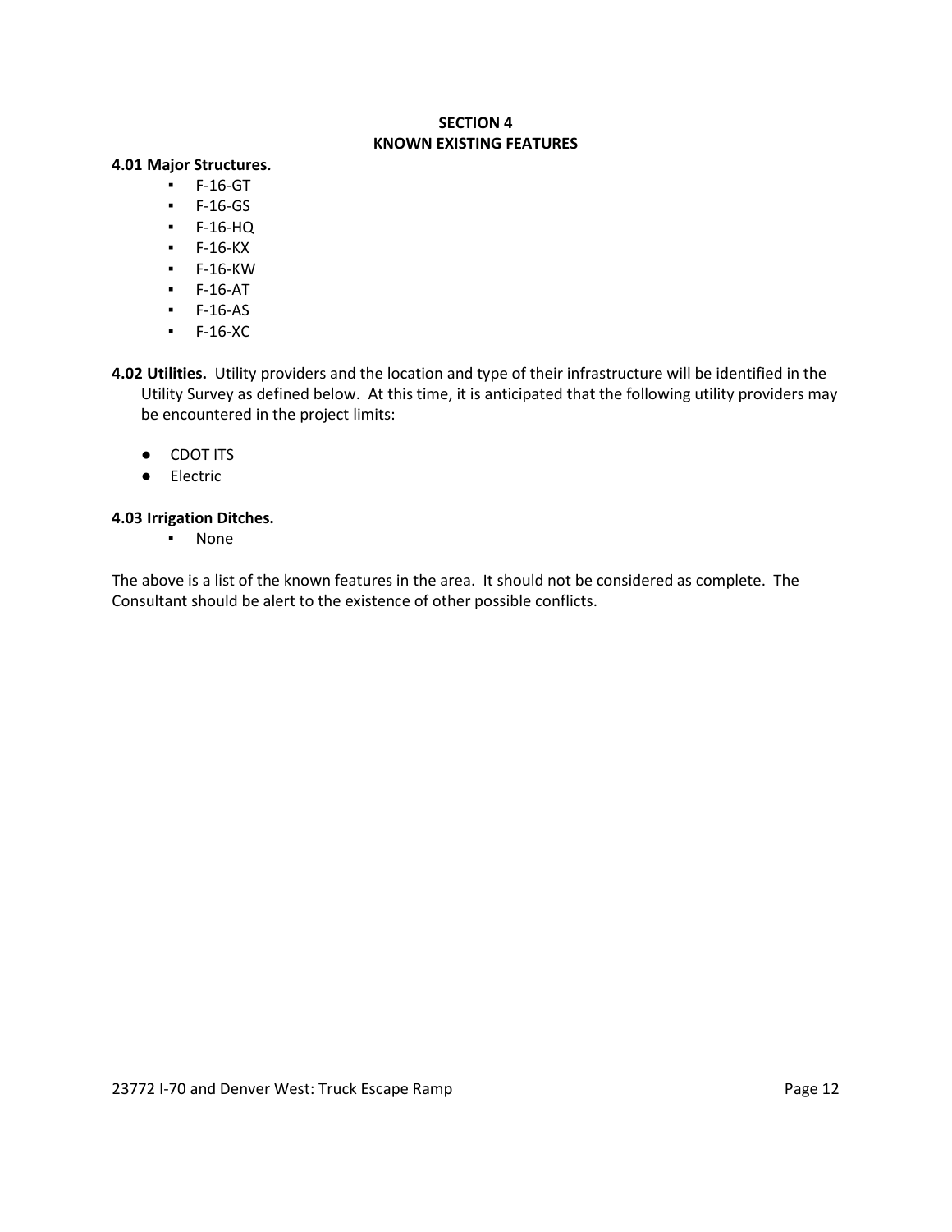# SECTION 4
# KNOWN EXISTING FEATURES

**4.01 Major Structures.**

- F-16-GT
- F-16-GS
- F-16-HQ
- F-16-KX
- F-16-KW
- F-16-AT
- F-16-AS
- F-16-XC

**4.02 Utilities.** Utility providers and the location and type of their infrastructure will be identified in the Utility Survey as defined below. At this time, it is anticipated that the following utility providers may be encountered in the project limits:

- CDOT ITS
- Electric

**4.03 Irrigation Ditches.**

- None

The above is a list of the known features in the area. It should not be considered as complete. The Consultant should be alert to the existence of other possible conflicts.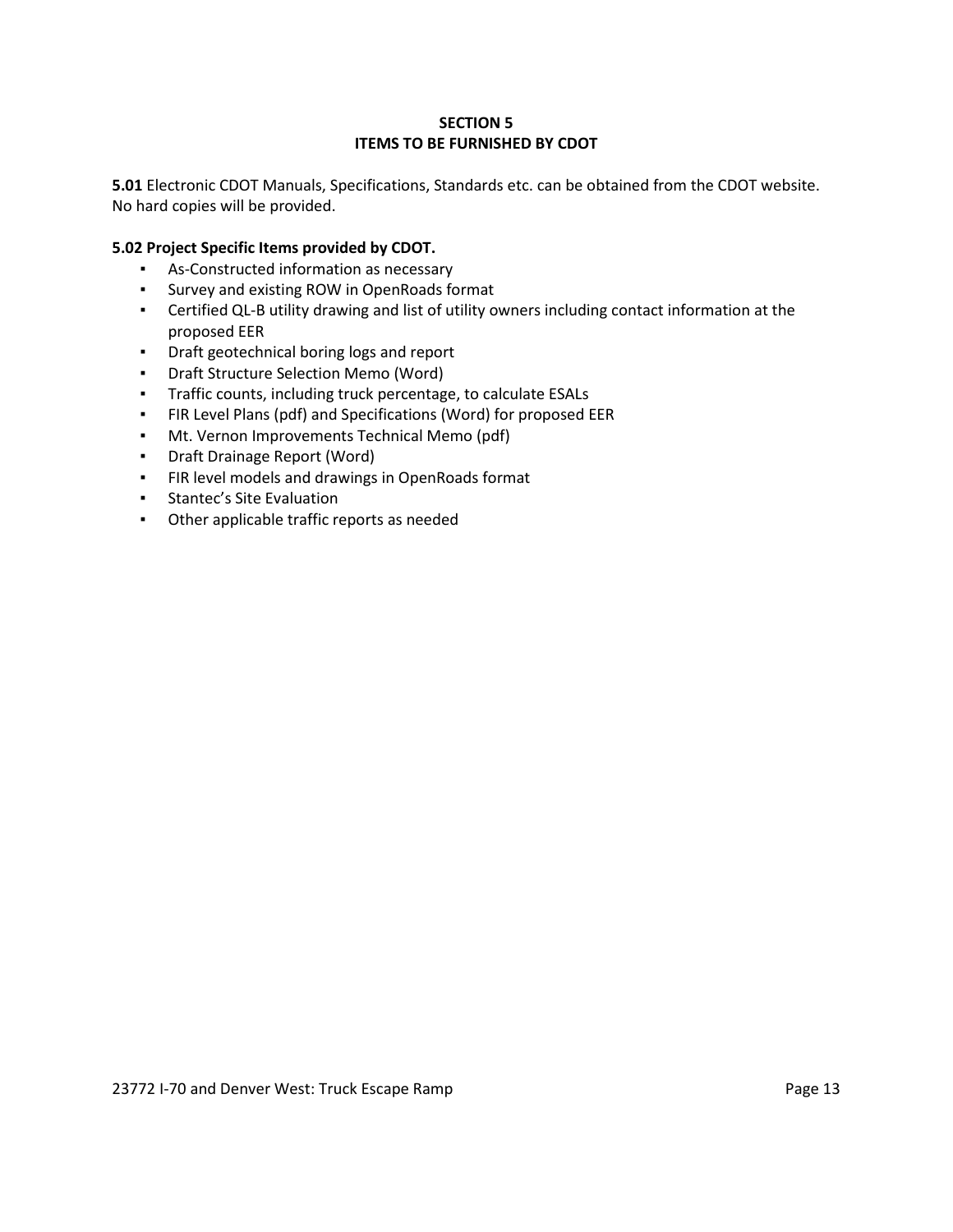# SECTION 5
# ITEMS TO BE FURNISHED BY CDOT

**5.01** Electronic CDOT Manuals, Specifications, Standards etc. can be obtained from the CDOT website. No hard copies will be provided.

**5.02 Project Specific Items provided by CDOT.**

- As-Constructed information as necessary
- Survey and existing ROW in OpenRoads format
- Certified QL-B utility drawing and list of utility owners including contact information at the proposed EER
- Draft geotechnical boring logs and report
- Draft Structure Selection Memo (Word)
- Traffic counts, including truck percentage, to calculate ESALs
- FIR Level Plans (pdf) and Specifications (Word) for proposed EER
- Mt. Vernon Improvements Technical Memo (pdf)
- Draft Drainage Report (Word)
- FIR level models and drawings in OpenRoads format
- Stantec's Site Evaluation
- Other applicable traffic reports as needed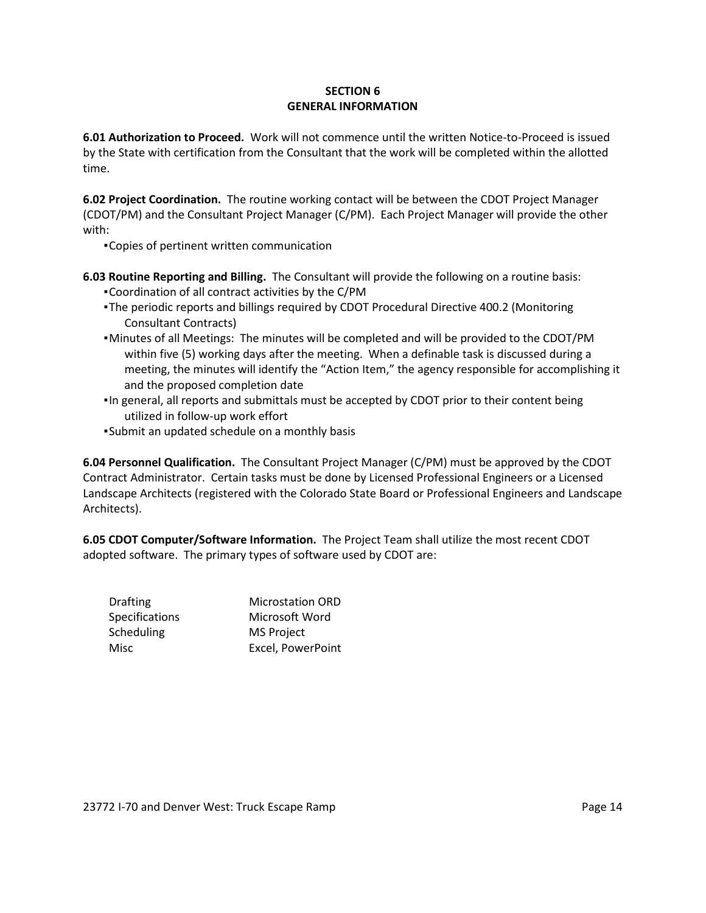# SECTION 6
# GENERAL INFORMATION

**6.01 Authorization to Proceed.** Work will not commence until the written Notice-to-Proceed is issued by the State with certification from the Consultant that the work will be completed within the allotted time.

**6.02 Project Coordination.** The routine working contact will be between the CDOT Project Manager (CDOT/PM) and the Consultant Project Manager (C/PM). Each Project Manager will provide the other with:

- Copies of pertinent written communication

**6.03 Routine Reporting and Billing.** The Consultant will provide the following on a routine basis:

- Coordination of all contract activities by the C/PM
- The periodic reports and billings required by CDOT Procedural Directive 400.2 (Monitoring Consultant Contracts)
- Minutes of all Meetings: The minutes will be completed and will be provided to the CDOT/PM within five (5) working days after the meeting. When a definable task is discussed during a meeting, the minutes will identify the "Action Item," the agency responsible for accomplishing it and the proposed completion date
- In general, all reports and submittals must be accepted by CDOT prior to their content being utilized in follow-up work effort
- Submit an updated schedule on a monthly basis

**6.04 Personnel Qualification.** The Consultant Project Manager (C/PM) must be approved by the CDOT Contract Administrator. Certain tasks must be done by Licensed Professional Engineers or a Licensed Landscape Architects (registered with the Colorado State Board or Professional Engineers and Landscape Architects).

**6.05 CDOT Computer/Software Information.** The Project Team shall utilize the most recent CDOT adopted software. The primary types of software used by CDOT are:

| | |
|---|---|
| Drafting | Microstation ORD |
| Specifications | Microsoft Word |
| Scheduling | MS Project |
| Misc | Excel, PowerPoint |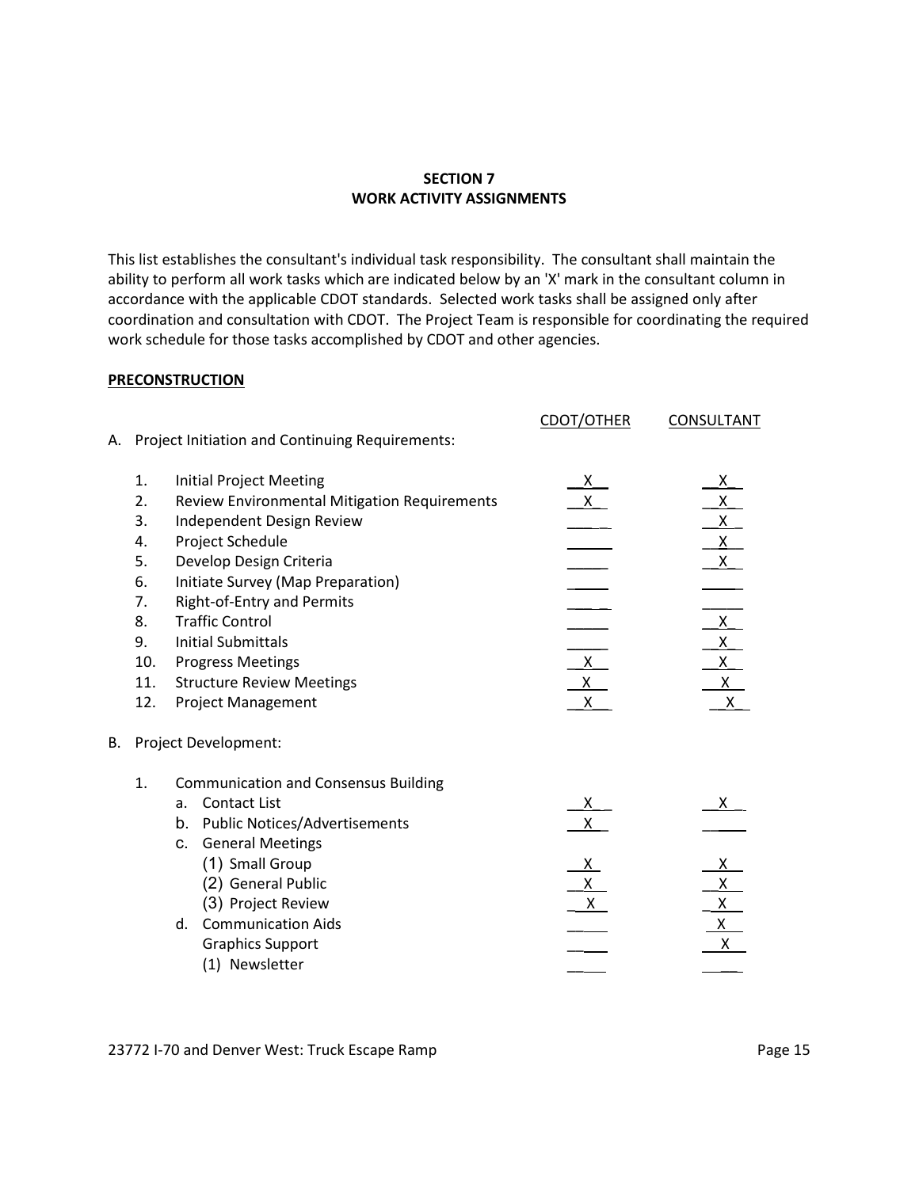**SECTION 7**
**WORK ACTIVITY ASSIGNMENTS**

This list establishes the consultant's individual task responsibility. The consultant shall maintain the ability to perform all work tasks which are indicated below by an 'X' mark in the consultant column in accordance with the applicable CDOT standards. Selected work tasks shall be assigned only after coordination and consultation with CDOT. The Project Team is responsible for coordinating the required work schedule for those tasks accomplished by CDOT and other agencies.

**PRECONSTRUCTION**

| | CDOT/OTHER | CONSULTANT |
|---|---|---|
| **A. Project Initiation and Continuing Requirements:** | | |
| 1. Initial Project Meeting | X | X |
| 2. Review Environmental Mitigation Requirements | X | X |
| 3. Independent Design Review | | X |
| 4. Project Schedule | | X |
| 5. Develop Design Criteria | | X |
| 6. Initiate Survey (Map Preparation) | | |
| 7. Right-of-Entry and Permits | | |
| 8. Traffic Control | | X |
| 9. Initial Submittals | | X |
| 10. Progress Meetings | X | X |
| 11. Structure Review Meetings | X | X |
| 12. Project Management | X | X |
| **B. Project Development:** | | |
| 1. Communication and Consensus Building | | |
| a. Contact List | X | X |
| b. Public Notices/Advertisements | X | |
| c. General Meetings | | |
| (1) Small Group | X | X |
| (2) General Public | X | X |
| (3) Project Review | X | X |
| d. Communication Aids | | X |
| Graphics Support | | X |
| (1) Newsletter | | |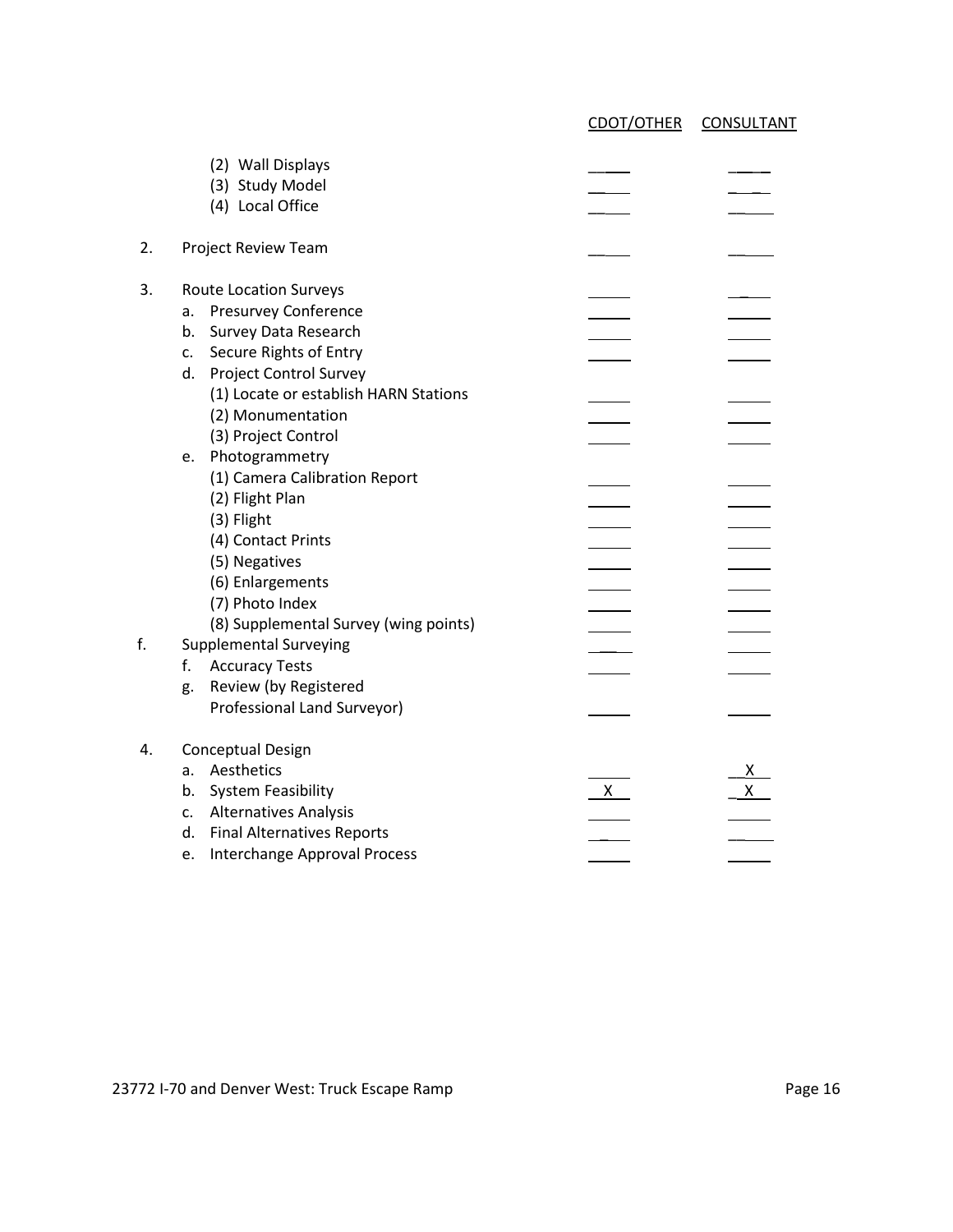| | CDOT/OTHER | CONSULTANT |
|---|---|---|
| (2) Wall Displays | | |
| (3) Study Model | | |
| (4) Local Office | | |
| 2. Project Review Team | | |
| 3. Route Location Surveys | | |
| a. Presurvey Conference | | |
| b. Survey Data Research | | |
| c. Secure Rights of Entry | | |
| d. Project Control Survey | | |
| (1) Locate or establish HARN Stations | | |
| (2) Monumentation | | |
| (3) Project Control | | |
| e. Photogrammetry | | |
| (1) Camera Calibration Report | | |
| (2) Flight Plan | | |
| (3) Flight | | |
| (4) Contact Prints | | |
| (5) Negatives | | |
| (6) Enlargements | | |
| (7) Photo Index | | |
| (8) Supplemental Survey (wing points) | | |
| f. Supplemental Surveying | | |
| f. Accuracy Tests | | |
| g. Review (by Registered Professional Land Surveyor) | | |
| 4. Conceptual Design | | |
| a. Aesthetics | | X |
| b. System Feasibility | X | X |
| c. Alternatives Analysis | | |
| d. Final Alternatives Reports | | |
| e. Interchange Approval Process | | |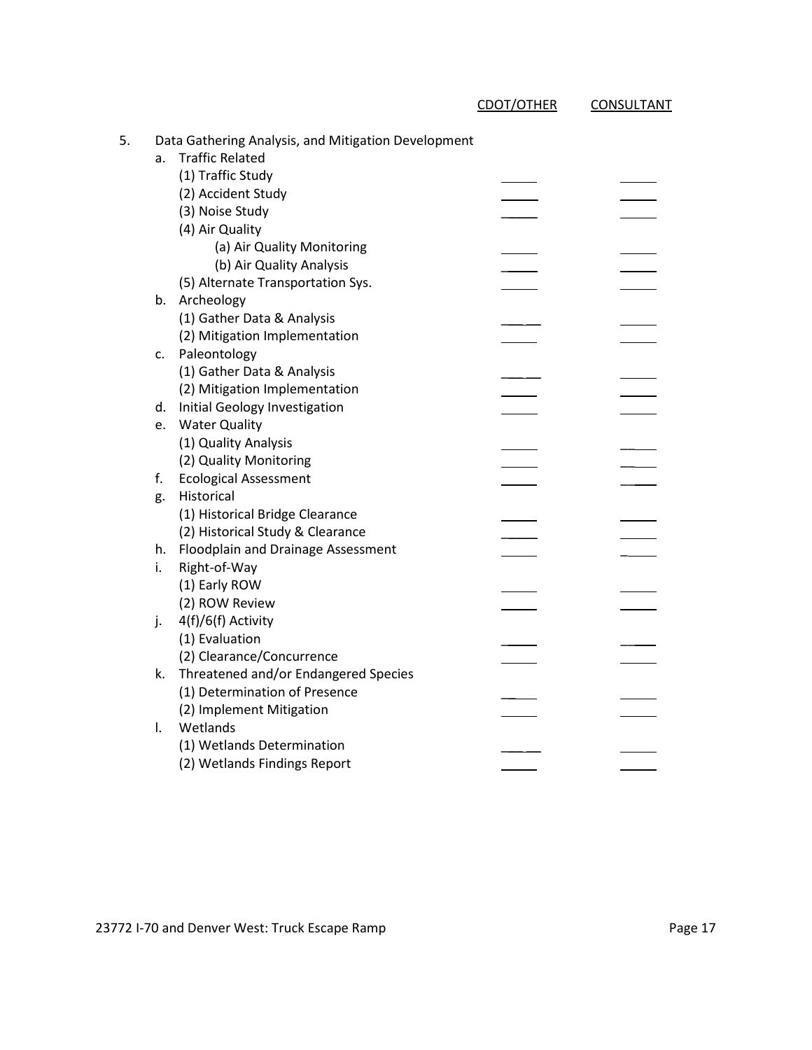| | CDOT/OTHER | CONSULTANT |
|---|---|---|
| 5. Data Gathering Analysis, and Mitigation Development | | |
| a. Traffic Related | | |
| (1) Traffic Study | ______ | ______ |
| (2) Accident Study | ______ | ______ |
| (3) Noise Study | ______ | ______ |
| (4) Air Quality | | |
| (a) Air Quality Monitoring | ______ | ______ |
| (b) Air Quality Analysis | ______ | ______ |
| (5) Alternate Transportation Sys. | ______ | ______ |
| b. Archeology | | |
| (1) Gather Data & Analysis | ______ | ______ |
| (2) Mitigation Implementation | ______ | ______ |
| c. Paleontology | | |
| (1) Gather Data & Analysis | ______ | ______ |
| (2) Mitigation Implementation | ______ | ______ |
| d. Initial Geology Investigation | ______ | ______ |
| e. Water Quality | | |
| (1) Quality Analysis | ______ | ______ |
| (2) Quality Monitoring | ______ | ______ |
| f. Ecological Assessment | ______ | ______ |
| g. Historical | | |
| (1) Historical Bridge Clearance | ______ | ______ |
| (2) Historical Study & Clearance | ______ | ______ |
| h. Floodplain and Drainage Assessment | ______ | ______ |
| i. Right-of-Way | | |
| (1) Early ROW | ______ | ______ |
| (2) ROW Review | ______ | ______ |
| j. 4(f)/6(f) Activity | | |
| (1) Evaluation | ______ | ______ |
| (2) Clearance/Concurrence | ______ | ______ |
| k. Threatened and/or Endangered Species | | |
| (1) Determination of Presence | ______ | ______ |
| (2) Implement Mitigation | ______ | ______ |
| l. Wetlands | | |
| (1) Wetlands Determination | ______ | ______ |
| (2) Wetlands Findings Report | ______ | ______ |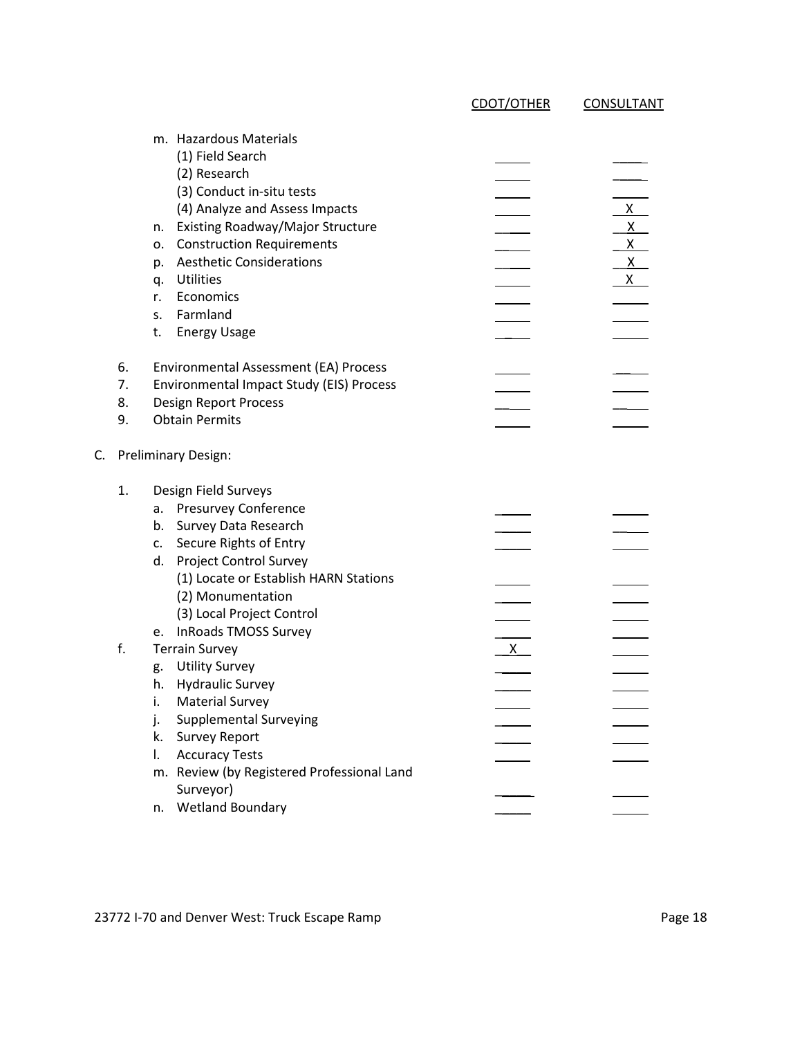| | CDOT/OTHER | CONSULTANT |
|---|---|---|
| m. Hazardous Materials | | |
| (1) Field Search | | |
| (2) Research | | |
| (3) Conduct in-situ tests | | |
| (4) Analyze and Assess Impacts | | X |
| n. Existing Roadway/Major Structure | | X |
| o. Construction Requirements | | X |
| p. Aesthetic Considerations | | X |
| q. Utilities | | X |
| r. Economics | | |
| s. Farmland | | |
| t. Energy Usage | | |
| 6. Environmental Assessment (EA) Process | | |
| 7. Environmental Impact Study (EIS) Process | | |
| 8. Design Report Process | | |
| 9. Obtain Permits | | |
| **C. Preliminary Design:** | | |
| 1. Design Field Surveys | | |
| a. Presurvey Conference | | |
| b. Survey Data Research | | |
| c. Secure Rights of Entry | | |
| d. Project Control Survey | | |
| (1) Locate or Establish HARN Stations | | |
| (2) Monumentation | | |
| (3) Local Project Control | | |
| e. InRoads TMOSS Survey | | |
| f. Terrain Survey | X | |
| g. Utility Survey | | |
| h. Hydraulic Survey | | |
| i. Material Survey | | |
| j. Supplemental Surveying | | |
| k. Survey Report | | |
| l. Accuracy Tests | | |
| m. Review (by Registered Professional Land Surveyor) | | |
| n. Wetland Boundary | | |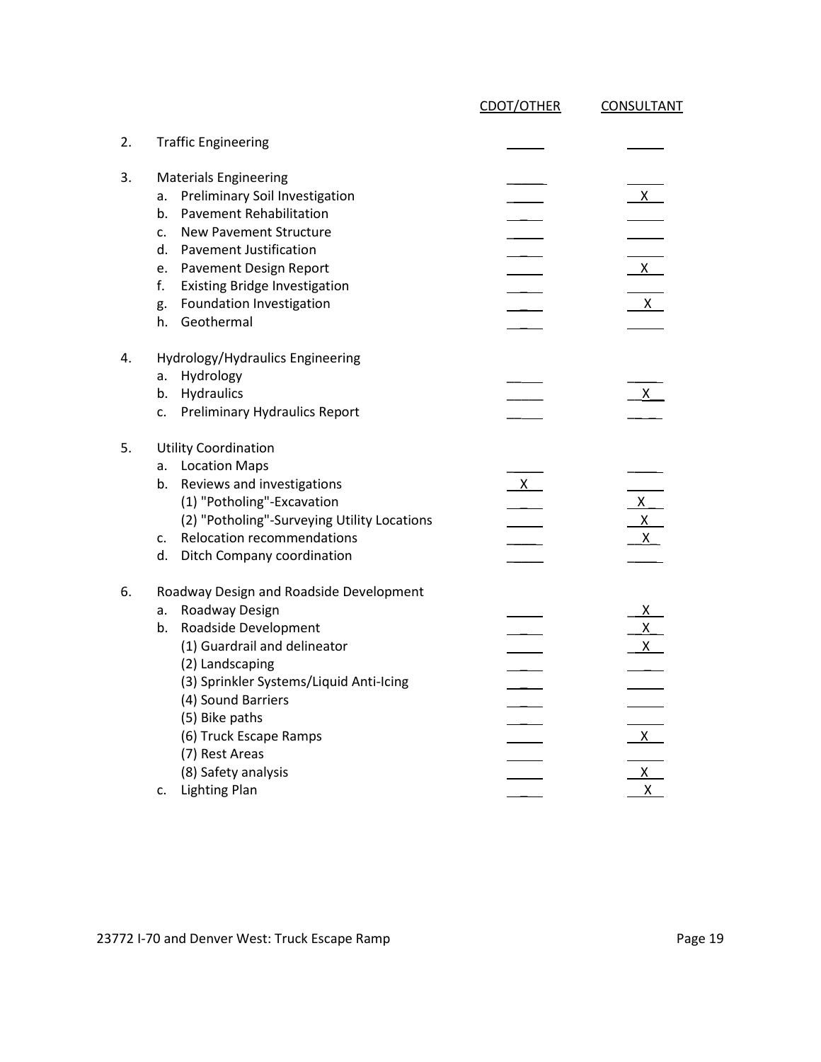| | | CDOT/OTHER | CONSULTANT |
|---|---|---|---|
| 2. | Traffic Engineering | | |
| 3. | Materials Engineering | | |
| | a. Preliminary Soil Investigation | | X |
| | b. Pavement Rehabilitation | | |
| | c. New Pavement Structure | | |
| | d. Pavement Justification | | |
| | e. Pavement Design Report | | X |
| | f. Existing Bridge Investigation | | |
| | g. Foundation Investigation | | X |
| | h. Geothermal | | |
| 4. | Hydrology/Hydraulics Engineering | | |
| | a. Hydrology | | |
| | b. Hydraulics | | X |
| | c. Preliminary Hydraulics Report | | |
| 5. | Utility Coordination | | |
| | a. Location Maps | | |
| | b. Reviews and investigations | X | |
| | (1) "Potholing"-Excavation | | X |
| | (2) "Potholing"-Surveying Utility Locations | | X |
| | c. Relocation recommendations | | X |
| | d. Ditch Company coordination | | |
| 6. | Roadway Design and Roadside Development | | |
| | a. Roadway Design | | X |
| | b. Roadside Development | | X |
| | (1) Guardrail and delineator | | X |
| | (2) Landscaping | | |
| | (3) Sprinkler Systems/Liquid Anti-Icing | | |
| | (4) Sound Barriers | | |
| | (5) Bike paths | | |
| | (6) Truck Escape Ramps | | X |
| | (7) Rest Areas | | |
| | (8) Safety analysis | | X |
| | c. Lighting Plan | | X |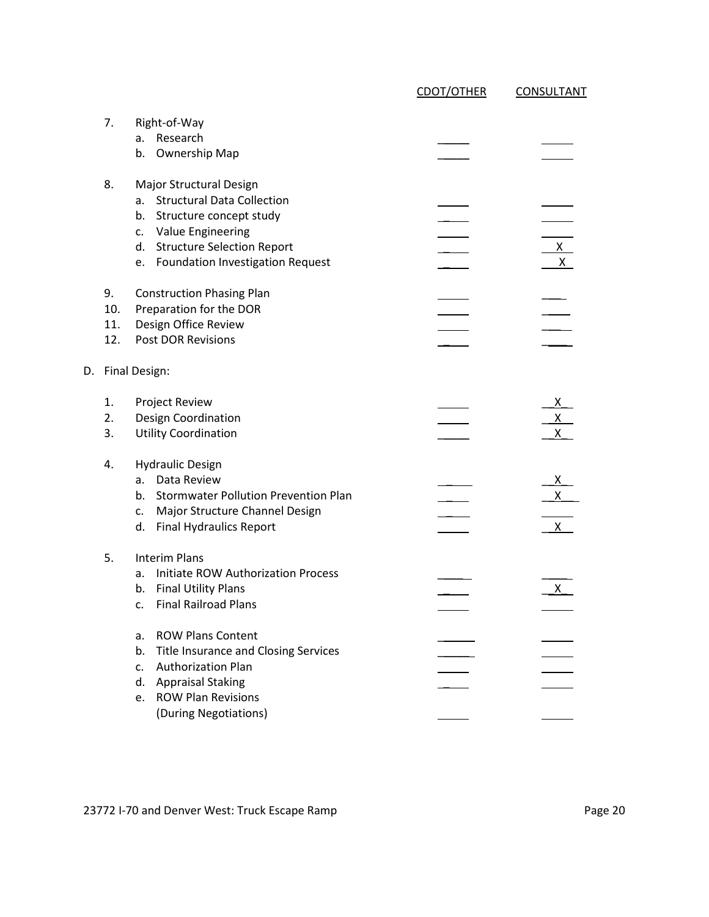| | CDOT/OTHER | CONSULTANT |
|---|---|---|
| 7. Right-of-Way | | |
| a. Research | | |
| b. Ownership Map | | |
| 8. Major Structural Design | | |
| a. Structural Data Collection | | |
| b. Structure concept study | | |
| c. Value Engineering | | |
| d. Structure Selection Report | | X |
| e. Foundation Investigation Request | | X |
| 9. Construction Phasing Plan | | |
| 10. Preparation for the DOR | | |
| 11. Design Office Review | | |
| 12. Post DOR Revisions | | |
| **D. Final Design:** | | |
| 1. Project Review | | X |
| 2. Design Coordination | | X |
| 3. Utility Coordination | | X |
| 4. Hydraulic Design | | |
| a. Data Review | | X |
| b. Stormwater Pollution Prevention Plan | | X |
| c. Major Structure Channel Design | | |
| d. Final Hydraulics Report | | X |
| 5. Interim Plans | | |
| a. Initiate ROW Authorization Process | | |
| b. Final Utility Plans | | X |
| c. Final Railroad Plans | | |
| a. ROW Plans Content | | |
| b. Title Insurance and Closing Services | | |
| c. Authorization Plan | | |
| d. Appraisal Staking | | |
| e. ROW Plan Revisions (During Negotiations) | | |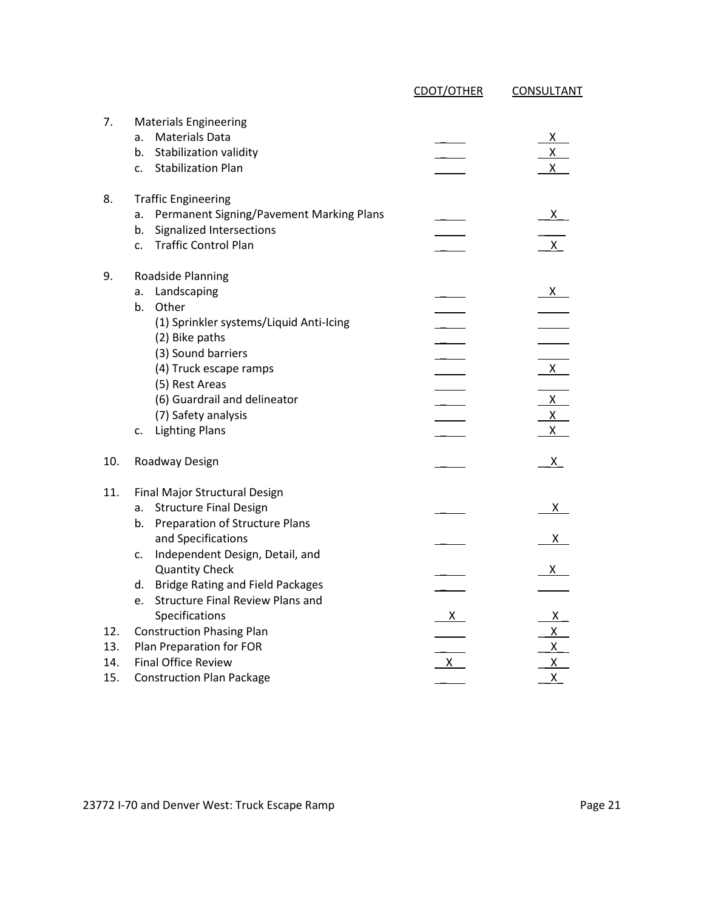| | | CDOT/OTHER | CONSULTANT |
|---|---|---|---|
| 7. | Materials Engineering | | |
| | a. Materials Data | | X |
| | b. Stabilization validity | | X |
| | c. Stabilization Plan | | X |
| 8. | Traffic Engineering | | |
| | a. Permanent Signing/Pavement Marking Plans | | X |
| | b. Signalized Intersections | | |
| | c. Traffic Control Plan | | X |
| 9. | Roadside Planning | | |
| | a. Landscaping | | X |
| | b. Other | | |
| | (1) Sprinkler systems/Liquid Anti-Icing | | |
| | (2) Bike paths | | |
| | (3) Sound barriers | | |
| | (4) Truck escape ramps | | X |
| | (5) Rest Areas | | |
| | (6) Guardrail and delineator | | X |
| | (7) Safety analysis | | X |
| | c. Lighting Plans | | X |
| 10. | Roadway Design | | X |
| 11. | Final Major Structural Design | | |
| | a. Structure Final Design | | X |
| | b. Preparation of Structure Plans and Specifications | | X |
| | c. Independent Design, Detail, and Quantity Check | | X |
| | d. Bridge Rating and Field Packages | | |
| | e. Structure Final Review Plans and Specifications | X | X |
| 12. | Construction Phasing Plan | | X |
| 13. | Plan Preparation for FOR | | X |
| 14. | Final Office Review | X | X |
| 15. | Construction Plan Package | | X |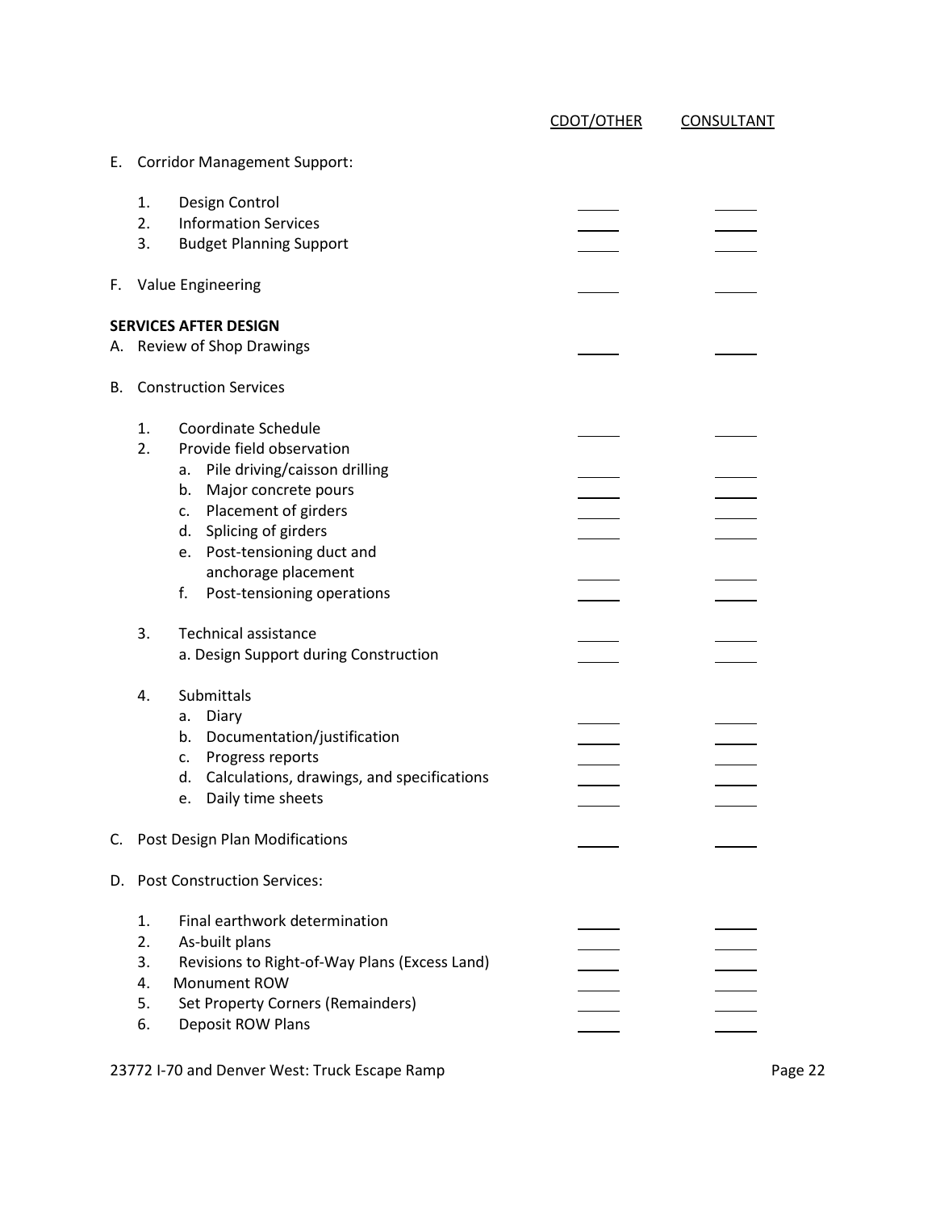| | CDOT/OTHER | CONSULTANT |
|---|---|---|
| E. Corridor Management Support: | | |
| 1. Design Control | _____ | _____ |
| 2. Information Services | _____ | _____ |
| 3. Budget Planning Support | _____ | _____ |
| F. Value Engineering | _____ | _____ |
| **SERVICES AFTER DESIGN** | | |
| A. Review of Shop Drawings | _____ | _____ |
| B. Construction Services | | |
| 1. Coordinate Schedule | _____ | _____ |
| 2. Provide field observation | | |
| a. Pile driving/caisson drilling | _____ | _____ |
| b. Major concrete pours | _____ | _____ |
| c. Placement of girders | _____ | _____ |
| d. Splicing of girders | _____ | _____ |
| e. Post-tensioning duct and anchorage placement | _____ | _____ |
| f. Post-tensioning operations | _____ | _____ |
| 3. Technical assistance | _____ | _____ |
| a. Design Support during Construction | _____ | _____ |
| 4. Submittals | | |
| a. Diary | _____ | _____ |
| b. Documentation/justification | _____ | _____ |
| c. Progress reports | _____ | _____ |
| d. Calculations, drawings, and specifications | _____ | _____ |
| e. Daily time sheets | _____ | _____ |
| C. Post Design Plan Modifications | _____ | _____ |
| D. Post Construction Services: | | |
| 1. Final earthwork determination | _____ | _____ |
| 2. As-built plans | _____ | _____ |
| 3. Revisions to Right-of-Way Plans (Excess Land) | _____ | _____ |
| 4. Monument ROW | _____ | _____ |
| 5. Set Property Corners (Remainders) | _____ | _____ |
| 6. Deposit ROW Plans | _____ | _____ |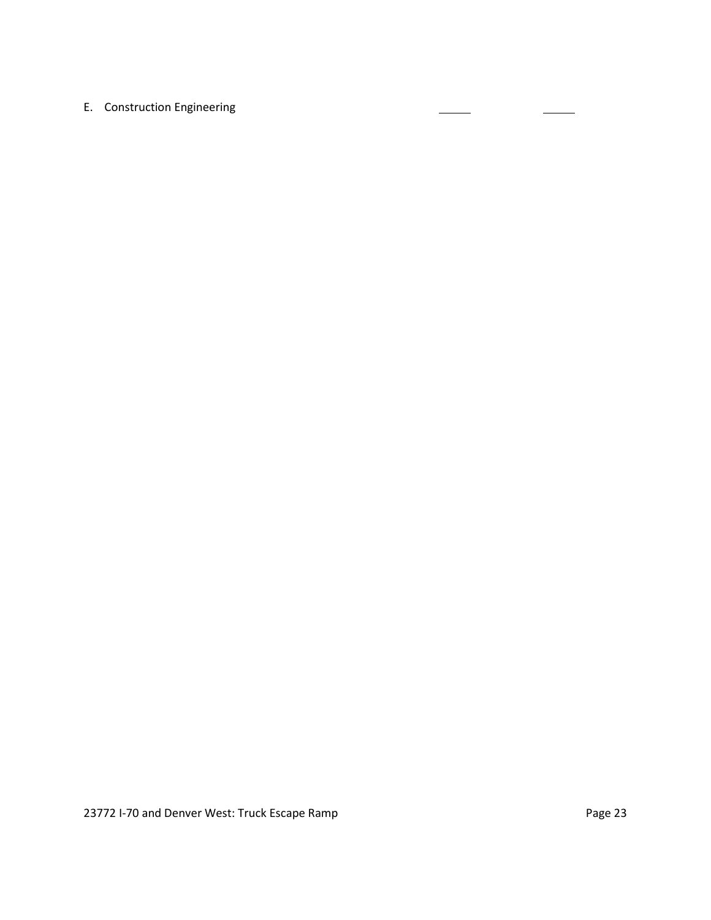E. Construction Engineering ______ ______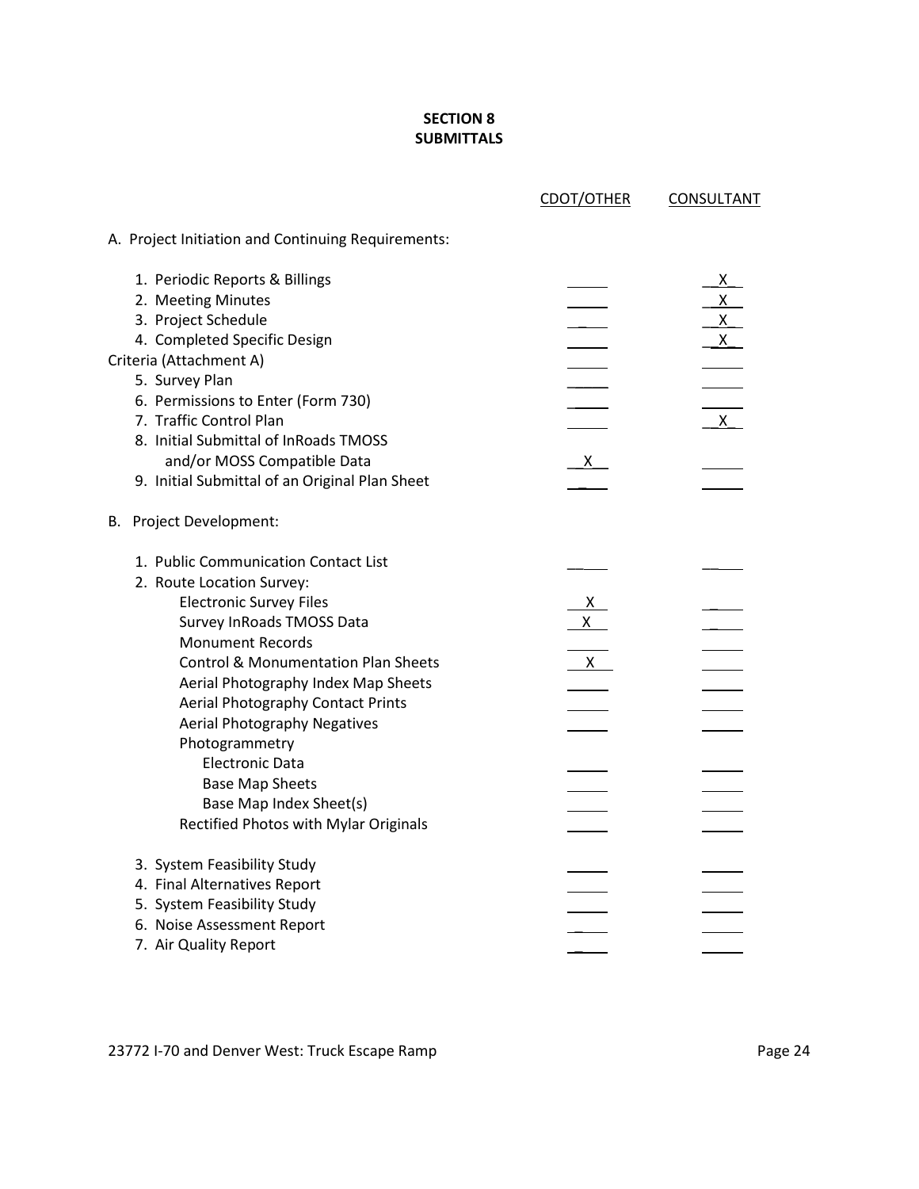## SECTION 8
## SUBMITTALS

| | CDOT/OTHER | CONSULTANT |
|---|---|---|
| **A. Project Initiation and Continuing Requirements:** | | |
| 1. Periodic Reports & Billings | | X |
| 2. Meeting Minutes | | X |
| 3. Project Schedule | | X |
| 4. Completed Specific Design Criteria (Attachment A) | | X |
| 5. Survey Plan | | |
| 6. Permissions to Enter (Form 730) | | |
| 7. Traffic Control Plan | | X |
| 8. Initial Submittal of InRoads TMOSS and/or MOSS Compatible Data | X | |
| 9. Initial Submittal of an Original Plan Sheet | | |
| **B. Project Development:** | | |
| 1. Public Communication Contact List | | |
| 2. Route Location Survey: | | |
| Electronic Survey Files | X | |
| Survey InRoads TMOSS Data | X | |
| Monument Records | | |
| Control & Monumentation Plan Sheets | X | |
| Aerial Photography Index Map Sheets | | |
| Aerial Photography Contact Prints | | |
| Aerial Photography Negatives | | |
| Photogrammetry | | |
| Electronic Data | | |
| Base Map Sheets | | |
| Base Map Index Sheet(s) | | |
| Rectified Photos with Mylar Originals | | |
| 3. System Feasibility Study | | |
| 4. Final Alternatives Report | | |
| 5. System Feasibility Study | | |
| 6. Noise Assessment Report | | |
| 7. Air Quality Report | | |

23772 I-70 and Denver West: Truck Escape Ramp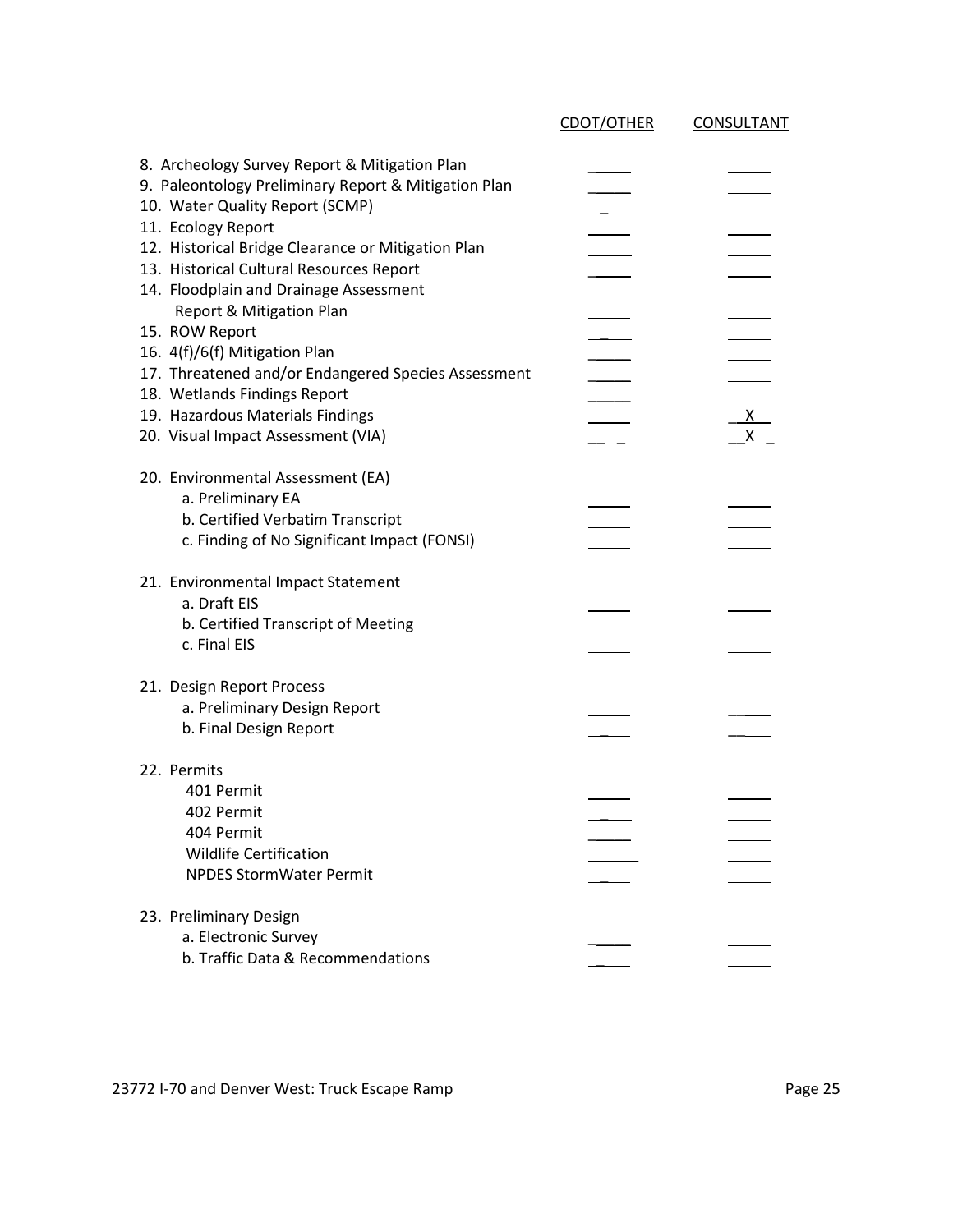| | CDOT/OTHER | CONSULTANT |
|---|---|---|
| 8. Archeology Survey Report & Mitigation Plan | | |
| 9. Paleontology Preliminary Report & Mitigation Plan | | |
| 10. Water Quality Report (SCMP) | | |
| 11. Ecology Report | | |
| 12. Historical Bridge Clearance or Mitigation Plan | | |
| 13. Historical Cultural Resources Report | | |
| 14. Floodplain and Drainage Assessment Report & Mitigation Plan | | |
| 15. ROW Report | | |
| 16. 4(f)/6(f) Mitigation Plan | | |
| 17. Threatened and/or Endangered Species Assessment | | |
| 18. Wetlands Findings Report | | |
| 19. Hazardous Materials Findings | | X |
| 20. Visual Impact Assessment (VIA) | | X |
| 20. Environmental Assessment (EA) | | |
| a. Preliminary EA | | |
| b. Certified Verbatim Transcript | | |
| c. Finding of No Significant Impact (FONSI) | | |
| 21. Environmental Impact Statement | | |
| a. Draft EIS | | |
| b. Certified Transcript of Meeting | | |
| c. Final EIS | | |
| 21. Design Report Process | | |
| a. Preliminary Design Report | | |
| b. Final Design Report | | |
| 22. Permits | | |
| 401 Permit | | |
| 402 Permit | | |
| 404 Permit | | |
| Wildlife Certification | | |
| NPDES StormWater Permit | | |
| 23. Preliminary Design | | |
| a. Electronic Survey | | |
| b. Traffic Data & Recommendations | | |

23772 I-70 and Denver West: Truck Escape Ramp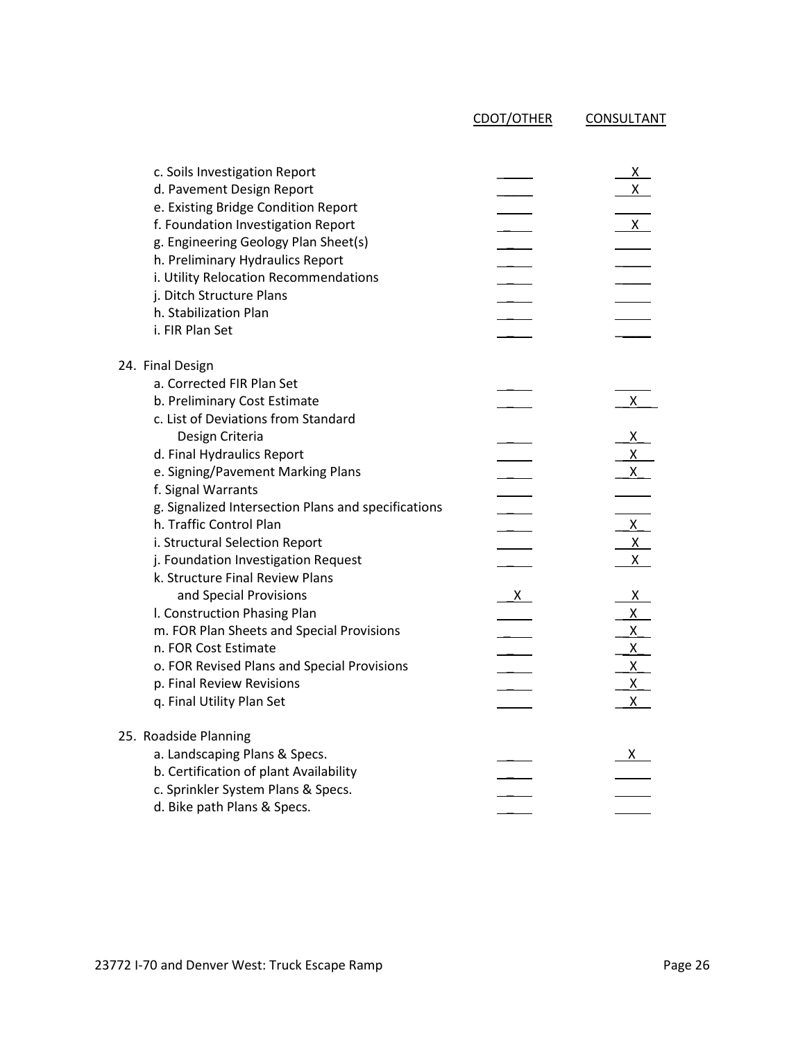| | CDOT/OTHER | CONSULTANT |
|---|---|---|
| c. Soils Investigation Report | | X |
| d. Pavement Design Report | | X |
| e. Existing Bridge Condition Report | | |
| f. Foundation Investigation Report | | X |
| g. Engineering Geology Plan Sheet(s) | | |
| h. Preliminary Hydraulics Report | | |
| i. Utility Relocation Recommendations | | |
| j. Ditch Structure Plans | | |
| h. Stabilization Plan | | |
| i. FIR Plan Set | | |
| **24. Final Design** | | |
| a. Corrected FIR Plan Set | | |
| b. Preliminary Cost Estimate | | X |
| c. List of Deviations from Standard Design Criteria | | X |
| d. Final Hydraulics Report | | X |
| e. Signing/Pavement Marking Plans | | X |
| f. Signal Warrants | | |
| g. Signalized Intersection Plans and specifications | | |
| h. Traffic Control Plan | | X |
| i. Structural Selection Report | | X |
| j. Foundation Investigation Request | | X |
| k. Structure Final Review Plans and Special Provisions | X | X |
| l. Construction Phasing Plan | | X |
| m. FOR Plan Sheets and Special Provisions | | X |
| n. FOR Cost Estimate | | X |
| o. FOR Revised Plans and Special Provisions | | X |
| p. Final Review Revisions | | X |
| q. Final Utility Plan Set | | X |
| **25. Roadside Planning** | | |
| a. Landscaping Plans & Specs. | | X |
| b. Certification of plant Availability | | |
| c. Sprinkler System Plans & Specs. | | |
| d. Bike path Plans & Specs. | | |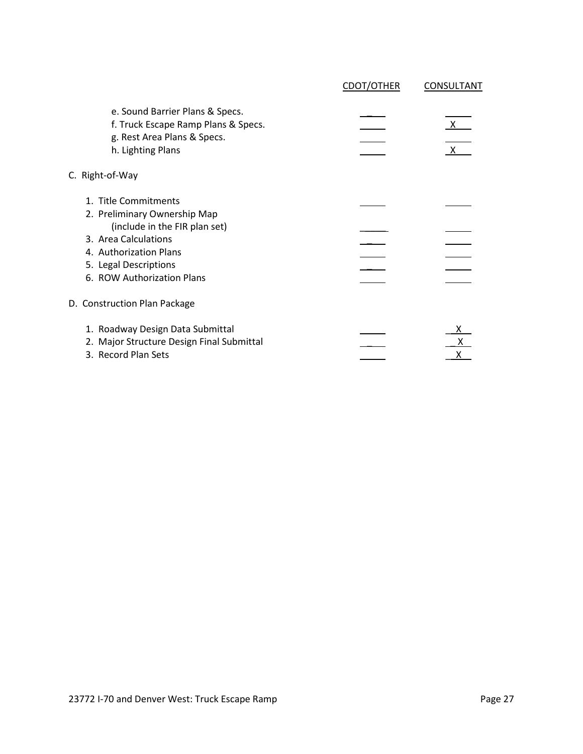| | CDOT/OTHER | CONSULTANT |
|---|---|---|
| e. Sound Barrier Plans & Specs. | | |
| f. Truck Escape Ramp Plans & Specs. | | X |
| g. Rest Area Plans & Specs. | | |
| h. Lighting Plans | | X |
| **C. Right-of-Way** | | |
| 1. Title Commitments | | |
| 2. Preliminary Ownership Map (include in the FIR plan set) | | |
| 3. Area Calculations | | |
| 4. Authorization Plans | | |
| 5. Legal Descriptions | | |
| 6. ROW Authorization Plans | | |
| **D. Construction Plan Package** | | |
| 1. Roadway Design Data Submittal | | X |
| 2. Major Structure Design Final Submittal | | X |
| 3. Record Plan Sets | | X |

23772 I-70 and Denver West: Truck Escape Ramp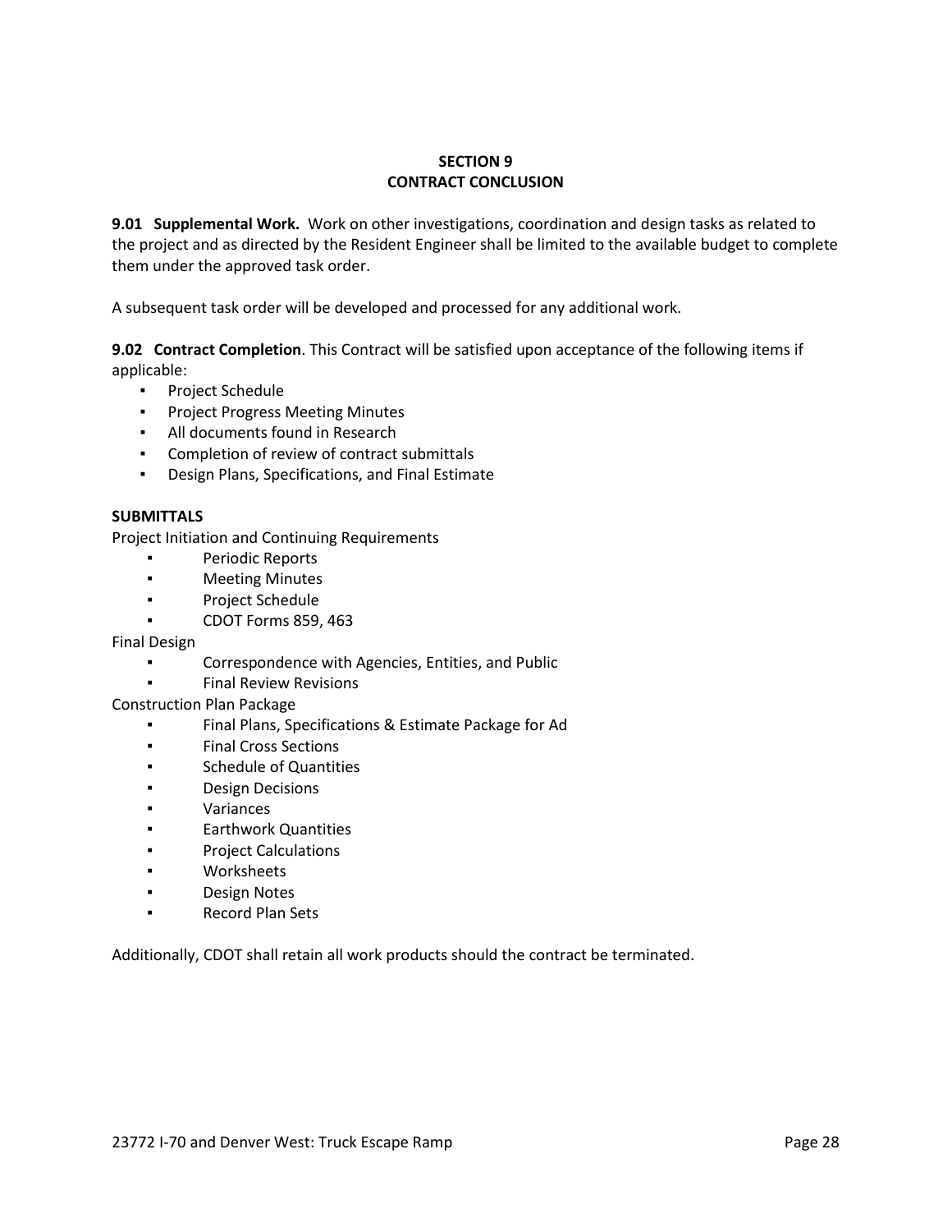## SECTION 9
## CONTRACT CONCLUSION

**9.01 Supplemental Work.** Work on other investigations, coordination and design tasks as related to the project and as directed by the Resident Engineer shall be limited to the available budget to complete them under the approved task order.

A subsequent task order will be developed and processed for any additional work.

**9.02 Contract Completion**. This Contract will be satisfied upon acceptance of the following items if applicable:

- Project Schedule
- Project Progress Meeting Minutes
- All documents found in Research
- Completion of review of contract submittals
- Design Plans, Specifications, and Final Estimate

**SUBMITTALS**

Project Initiation and Continuing Requirements

- Periodic Reports
- Meeting Minutes
- Project Schedule
- CDOT Forms 859, 463

Final Design

- Correspondence with Agencies, Entities, and Public
- Final Review Revisions

Construction Plan Package

- Final Plans, Specifications & Estimate Package for Ad
- Final Cross Sections
- Schedule of Quantities
- Design Decisions
- Variances
- Earthwork Quantities
- Project Calculations
- Worksheets
- Design Notes
- Record Plan Sets

Additionally, CDOT shall retain all work products should the contract be terminated.